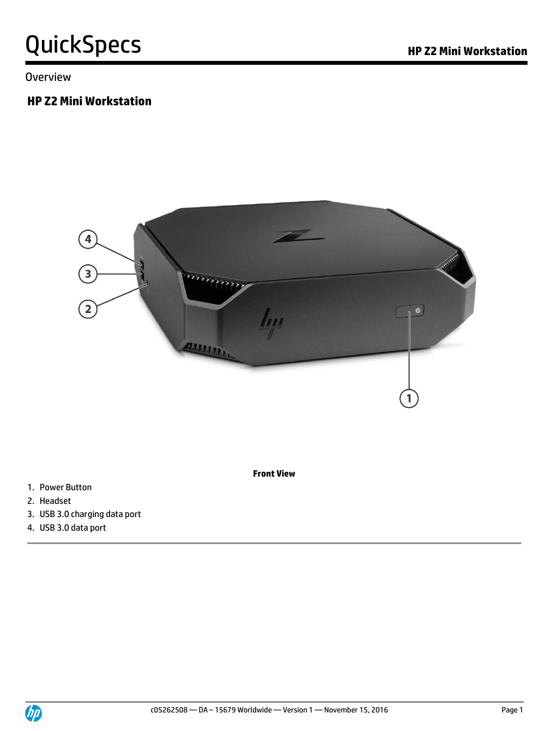# QuickSpecs

Overview

## HP Z2 Mini Workstation

**Front View**

1. Power Button
2. Headset
3. USB 3.0 charging data port
4. USB 3.0 data port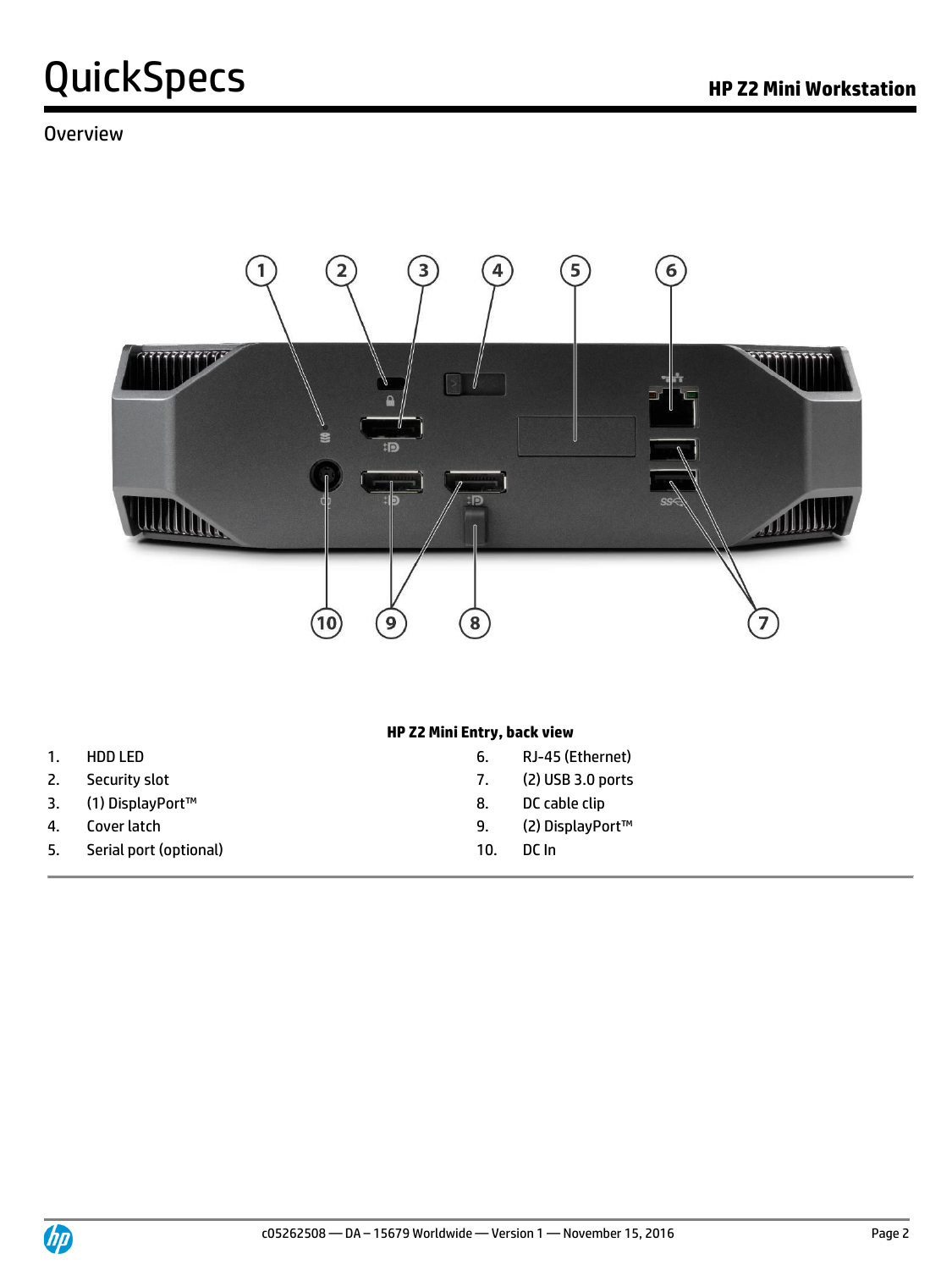Overview

**HP Z2 Mini Entry, back view**

1. HDD LED
2. Security slot
3. (1) DisplayPort™
4. Cover latch
5. Serial port (optional)
6. RJ-45 (Ethernet)
7. (2) USB 3.0 ports
8. DC cable clip
9. (2) DisplayPort™
10. DC In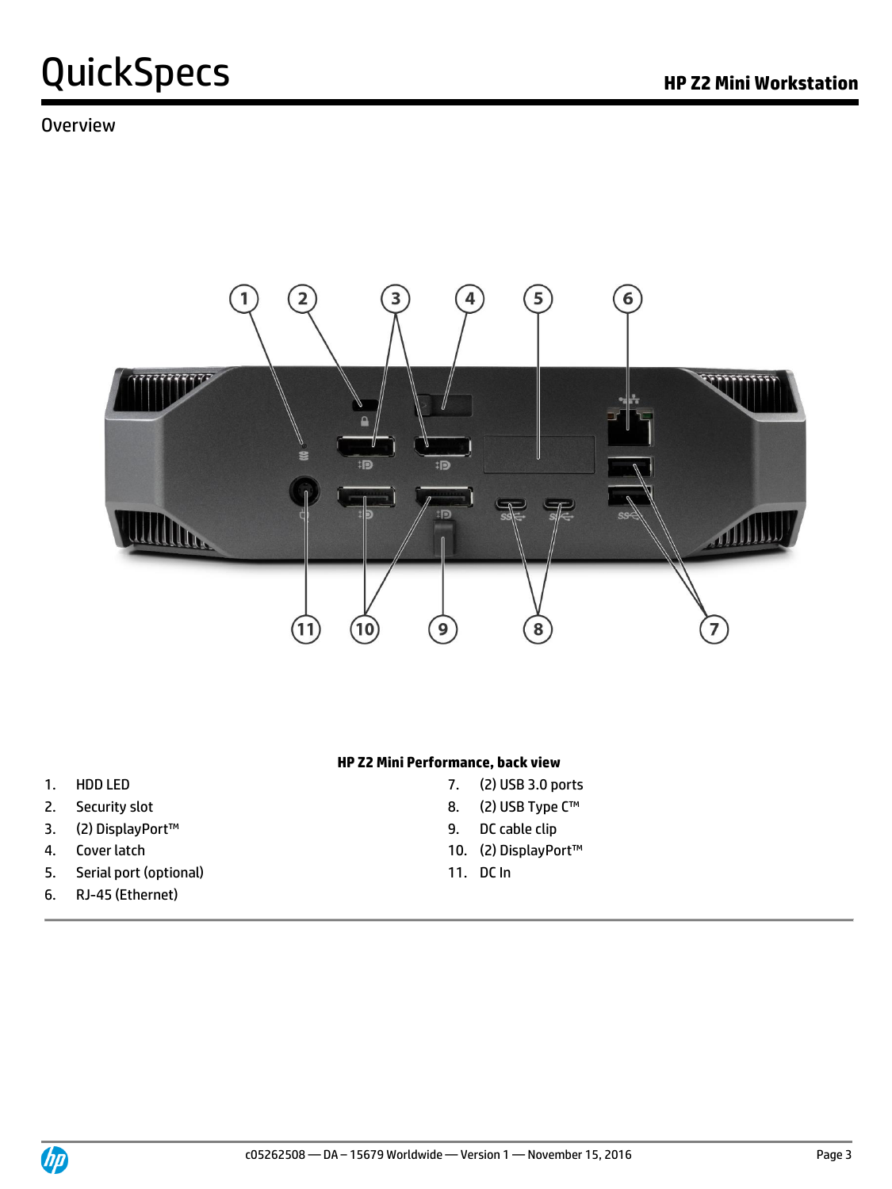## Overview

**HP Z2 Mini Performance, back view**

1. HDD LED
2. Security slot
3. (2) DisplayPort™
4. Cover latch
5. Serial port (optional)
6. RJ-45 (Ethernet)
7. (2) USB 3.0 ports
8. (2) USB Type C™
9. DC cable clip
10. (2) DisplayPort™
11. DC In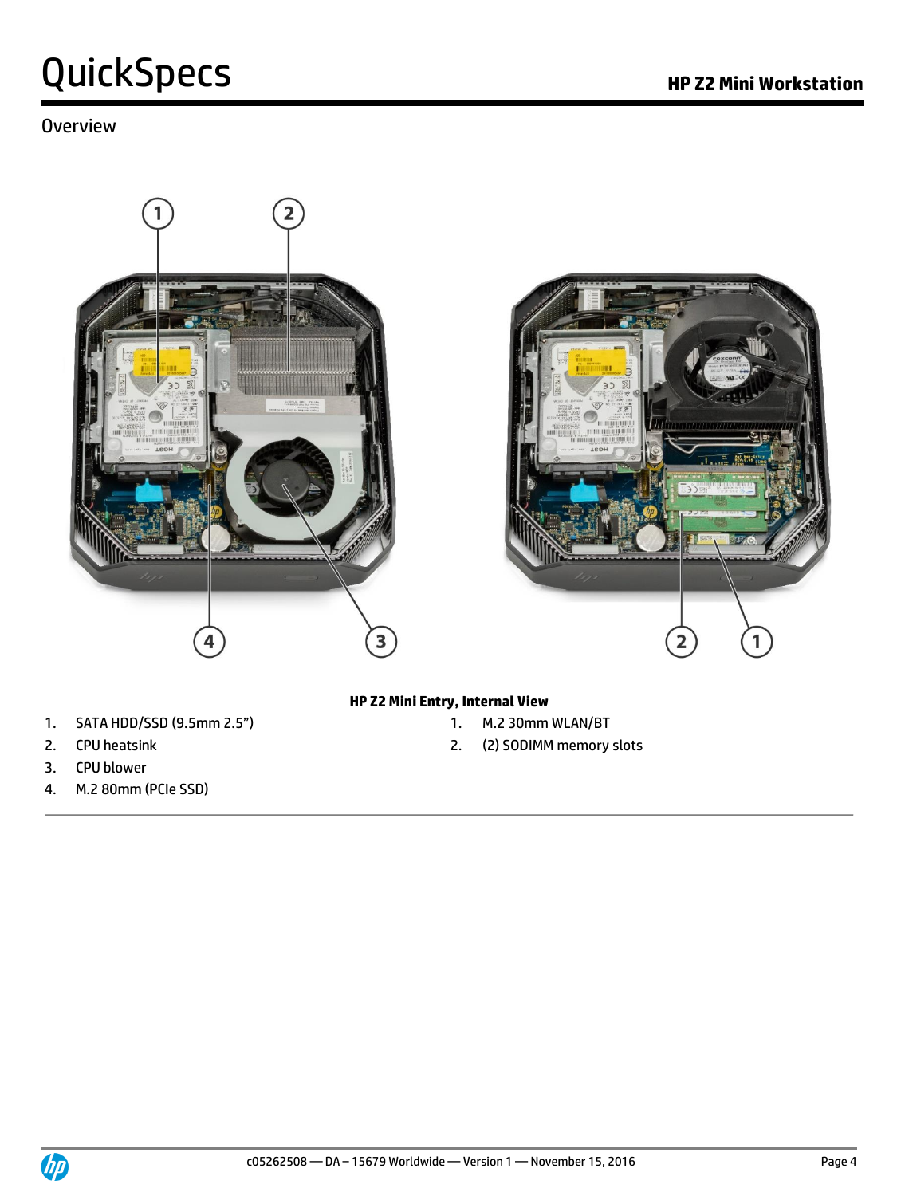## Overview

**HP Z2 Mini Entry, Internal View**

1. SATA HDD/SSD (9.5mm 2.5")
2. CPU heatsink
3. CPU blower
4. M.2 80mm (PCIe SSD)

1. M.2 30mm WLAN/BT
2. (2) SODIMM memory slots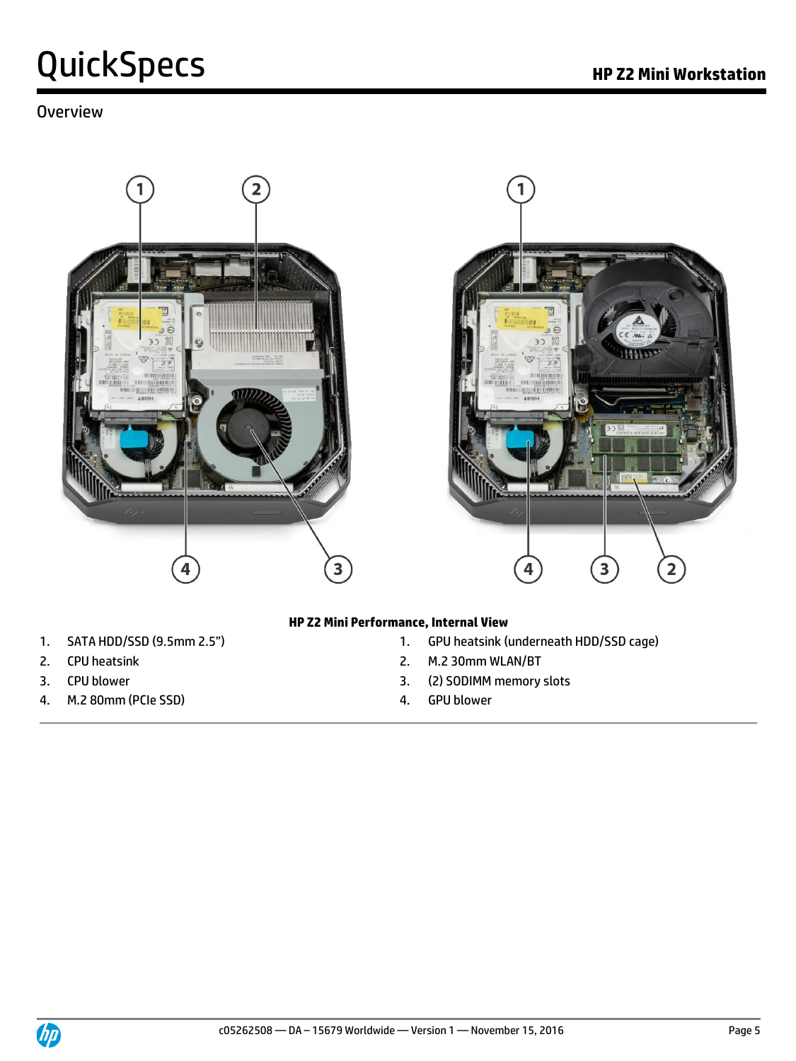## Overview

**HP Z2 Mini Performance, Internal View**

1. SATA HDD/SSD (9.5mm 2.5")
2. CPU heatsink
3. CPU blower
4. M.2 80mm (PCIe SSD)

1. GPU heatsink (underneath HDD/SSD cage)
2. M.2 30mm WLAN/BT
3. (2) SODIMM memory slots
4. GPU blower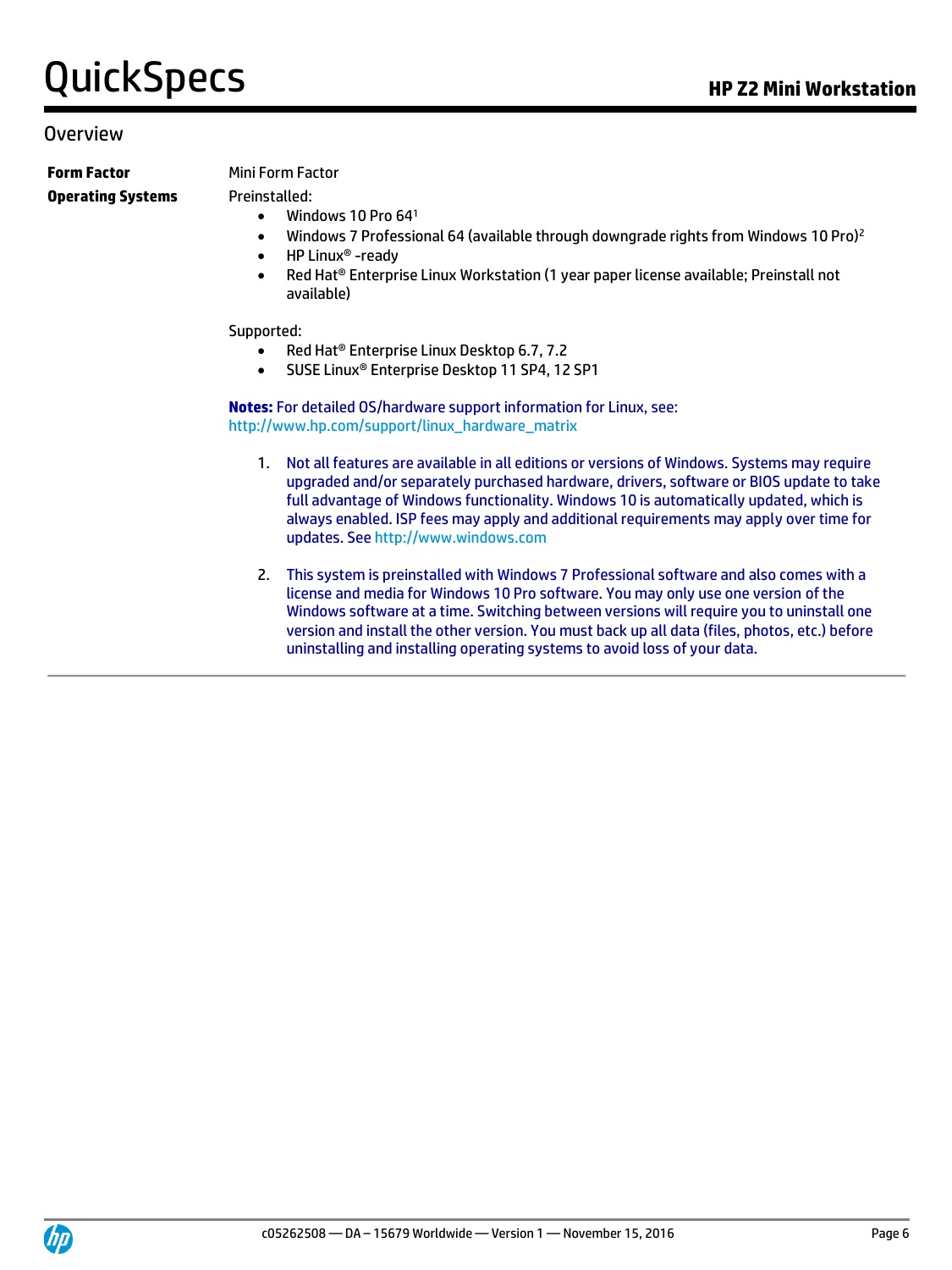## Overview

**Form Factor**

Mini Form Factor

**Operating Systems**

Preinstalled:

- Windows 10 Pro 64[1]
- Windows 7 Professional 64 (available through downgrade rights from Windows 10 Pro)[2]
- HP Linux® -ready
- Red Hat® Enterprise Linux Workstation (1 year paper license available; Preinstall not available)

Supported:

- Red Hat® Enterprise Linux Desktop 6.7, 7.2
- SUSE Linux® Enterprise Desktop 11 SP4, 12 SP1

**Notes:** For detailed OS/hardware support information for Linux, see: http://www.hp.com/support/linux_hardware_matrix

1. Not all features are available in all editions or versions of Windows. Systems may require upgraded and/or separately purchased hardware, drivers, software or BIOS update to take full advantage of Windows functionality. Windows 10 is automatically updated, which is always enabled. ISP fees may apply and additional requirements may apply over time for updates. See http://www.windows.com

2. This system is preinstalled with Windows 7 Professional software and also comes with a license and media for Windows 10 Pro software. You may only use one version of the Windows software at a time. Switching between versions will require you to uninstall one version and install the other version. You must back up all data (files, photos, etc.) before uninstalling and installing operating systems to avoid loss of your data.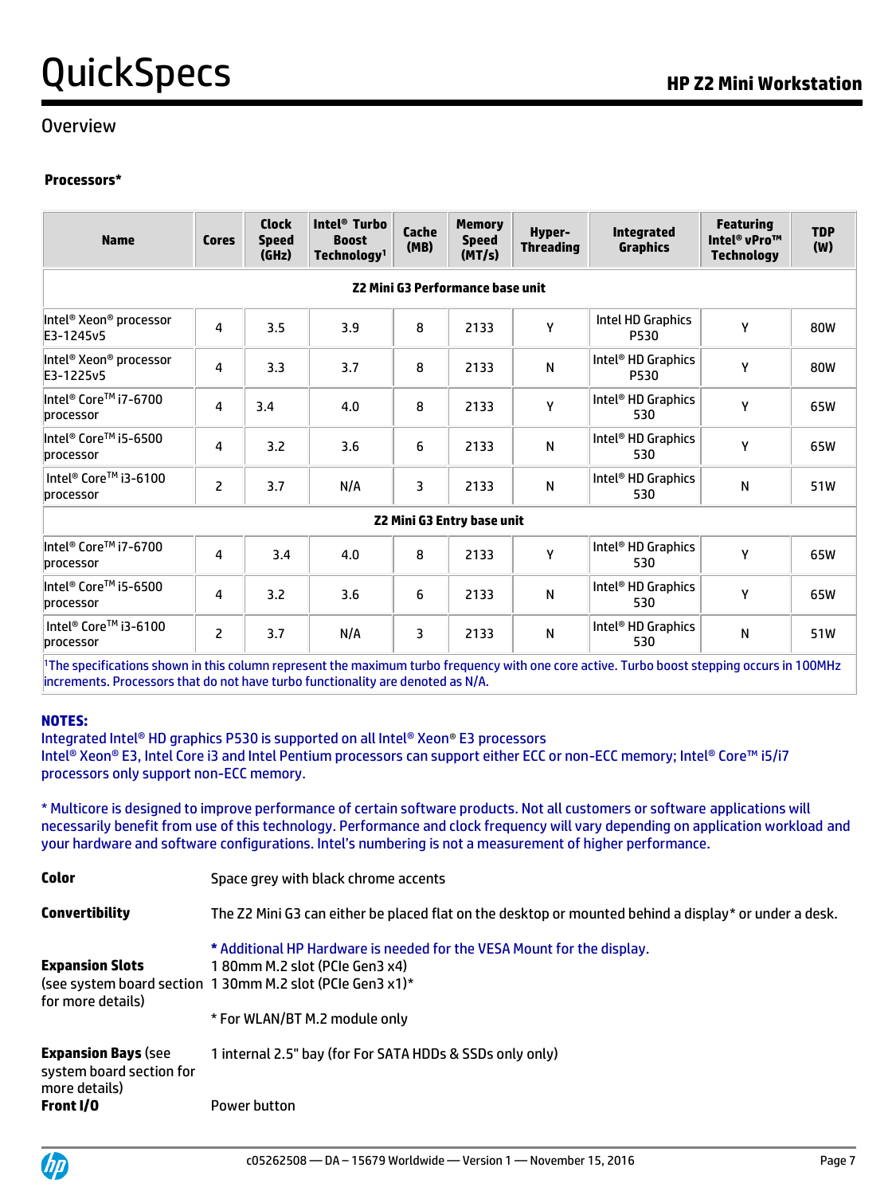## Overview

**Processors***

| Name | Cores | Clock Speed (GHz) | Intel® Turbo Boost Technology[1] | Cache (MB) | Memory Speed (MT/s) | Hyper-Threading | Integrated Graphics | Featuring Intel® vPro™ Technology | TDP (W) |
|---|---|---|---|---|---|---|---|---|---|
| **Z2 Mini G3 Performance base unit** | | | | | | | | | |
| Intel® Xeon® processor E3-1245v5 | 4 | 3.5 | 3.9 | 8 | 2133 | Y | Intel HD Graphics P530 | Y | 80W |
| Intel® Xeon® processor E3-1225v5 | 4 | 3.3 | 3.7 | 8 | 2133 | N | Intel® HD Graphics P530 | Y | 80W |
| Intel® Core™ i7-6700 processor | 4 | 3.4 | 4.0 | 8 | 2133 | Y | Intel® HD Graphics 530 | Y | 65W |
| Intel® Core™ i5-6500 processor | 4 | 3.2 | 3.6 | 6 | 2133 | N | Intel® HD Graphics 530 | Y | 65W |
| Intel® Core™ i3-6100 processor | 2 | 3.7 | N/A | 3 | 2133 | N | Intel® HD Graphics 530 | N | 51W |
| **Z2 Mini G3 Entry base unit** | | | | | | | | | |
| Intel® Core™ i7-6700 processor | 4 | 3.4 | 4.0 | 8 | 2133 | Y | Intel® HD Graphics 530 | Y | 65W |
| Intel® Core™ i5-6500 processor | 4 | 3.2 | 3.6 | 6 | 2133 | N | Intel® HD Graphics 530 | Y | 65W |
| Intel® Core™ i3-6100 processor | 2 | 3.7 | N/A | 3 | 2133 | N | Intel® HD Graphics 530 | N | 51W |

[1]The specifications shown in this column represent the maximum turbo frequency with one core active. Turbo boost stepping occurs in 100MHz increments. Processors that do not have turbo functionality are denoted as N/A.

**NOTES:**
Integrated Intel® HD graphics P530 is supported on all Intel® Xeon® E3 processors
Intel® Xeon® E3, Intel Core i3 and Intel Pentium processors can support either ECC or non-ECC memory; Intel® Core™ i5/i7 processors only support non-ECC memory.

* Multicore is designed to improve performance of certain software products. Not all customers or software applications will necessarily benefit from use of this technology. Performance and clock frequency will vary depending on application workload and your hardware and software configurations. Intel's numbering is not a measurement of higher performance.

**Color** Space grey with black chrome accents

**Convertibility** The Z2 Mini G3 can either be placed flat on the desktop or mounted behind a display* or under a desk.

* Additional HP Hardware is needed for the VESA Mount for the display.

**Expansion Slots** (see system board section for more details)
1 80mm M.2 slot (PCIe Gen3 x4)
1 30mm M.2 slot (PCIe Gen3 x1)*

* For WLAN/BT M.2 module only

**Expansion Bays** (see system board section for more details) 1 internal 2.5" bay (for For SATA HDDs & SSDs only only)

**Front I/O** Power button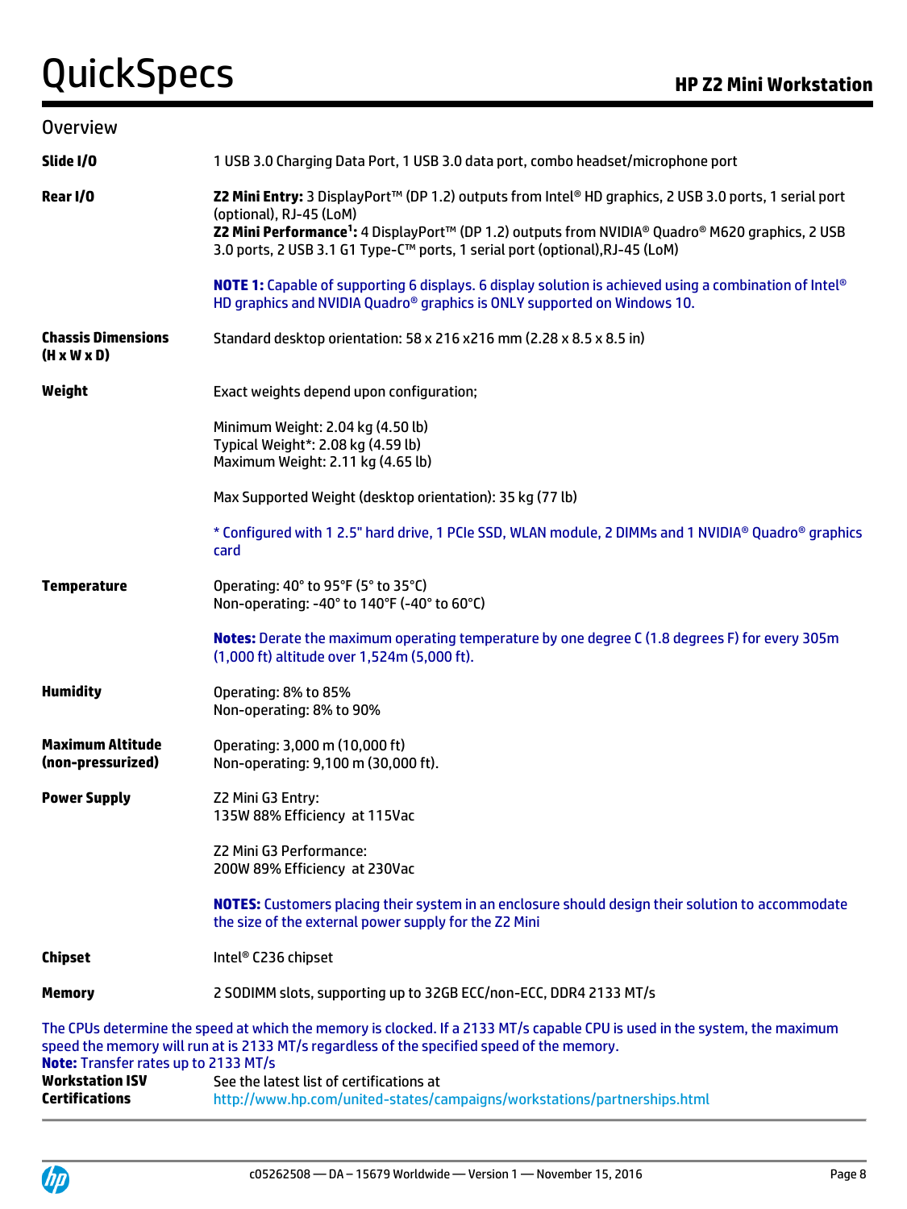## Overview

**Slide I/O**
1 USB 3.0 Charging Data Port, 1 USB 3.0 data port, combo headset/microphone port

**Rear I/O**
**Z2 Mini Entry:** 3 DisplayPort™ (DP 1.2) outputs from Intel® HD graphics, 2 USB 3.0 ports, 1 serial port (optional), RJ-45 (LoM)
**Z2 Mini Performance[1]:** 4 DisplayPort™ (DP 1.2) outputs from NVIDIA® Quadro® M620 graphics, 2 USB 3.0 ports, 2 USB 3.1 G1 Type-C™ ports, 1 serial port (optional),RJ-45 (LoM)

**NOTE 1:** Capable of supporting 6 displays. 6 display solution is achieved using a combination of Intel® HD graphics and NVIDIA Quadro® graphics is ONLY supported on Windows 10.

**Chassis Dimensions (H x W x D)**
Standard desktop orientation: 58 x 216 x216 mm (2.28 x 8.5 x 8.5 in)

**Weight**
Exact weights depend upon configuration;

Minimum Weight: 2.04 kg (4.50 lb)
Typical Weight*: 2.08 kg (4.59 lb)
Maximum Weight: 2.11 kg (4.65 lb)

Max Supported Weight (desktop orientation): 35 kg (77 lb)

* Configured with 1 2.5" hard drive, 1 PCIe SSD, WLAN module, 2 DIMMs and 1 NVIDIA® Quadro® graphics card

**Temperature**
Operating: 40° to 95°F (5° to 35°C)
Non-operating: -40° to 140°F (-40° to 60°C)

**Notes:** Derate the maximum operating temperature by one degree C (1.8 degrees F) for every 305m (1,000 ft) altitude over 1,524m (5,000 ft).

**Humidity**
Operating: 8% to 85%
Non-operating: 8% to 90%

**Maximum Altitude (non-pressurized)**
Operating: 3,000 m (10,000 ft)
Non-operating: 9,100 m (30,000 ft).

**Power Supply**
Z2 Mini G3 Entry:
135W 88% Efficiency at 115Vac

Z2 Mini G3 Performance:
200W 89% Efficiency at 230Vac

**NOTES:** Customers placing their system in an enclosure should design their solution to accommodate the size of the external power supply for the Z2 Mini

**Chipset**
Intel® C236 chipset

**Memory**
2 SODIMM slots, supporting up to 32GB ECC/non-ECC, DDR4 2133 MT/s

The CPUs determine the speed at which the memory is clocked. If a 2133 MT/s capable CPU is used in the system, the maximum speed the memory will run at is 2133 MT/s regardless of the specified speed of the memory.
**Note:** Transfer rates up to 2133 MT/s

**Workstation ISV Certifications**
See the latest list of certifications at
http://www.hp.com/united-states/campaigns/workstations/partnerships.html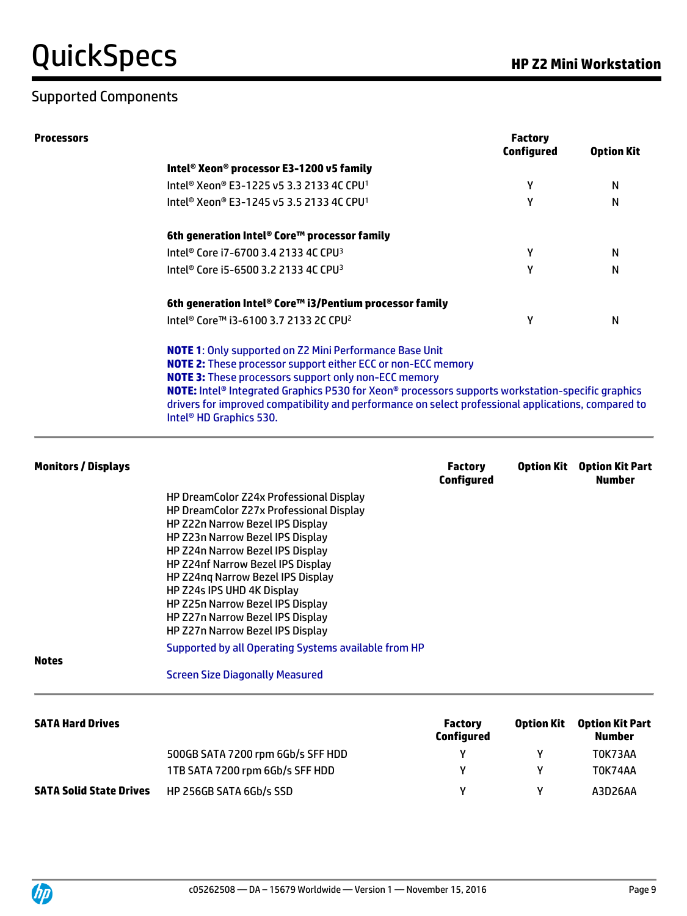## Supported Components

### Processors

| | Factory Configured | Option Kit |
|---|---|---|
| **Intel® Xeon® processor E3-1200 v5 family** | | |
| Intel® Xeon® E3-1225 v5 3.3 2133 4C CPU[1] | Y | N |
| Intel® Xeon® E3-1245 v5 3.5 2133 4C CPU[1] | Y | N |
| **6th generation Intel® Core™ processor family** | | |
| Intel® Core i7-6700 3.4 2133 4C CPU[3] | Y | N |
| Intel® Core i5-6500 3.2 2133 4C CPU[3] | Y | N |
| **6th generation Intel® Core™ i3/Pentium processor family** | | |
| Intel® Core™ i3-6100 3.7 2133 2C CPU[2] | Y | N |

**NOTE 1**: Only supported on Z2 Mini Performance Base Unit
**NOTE 2:** These processor support either ECC or non-ECC memory
**NOTE 3:** These processors support only non-ECC memory
**NOTE:** Intel® Integrated Graphics P530 for Xeon® processors supports workstation-specific graphics drivers for improved compatibility and performance on select professional applications, compared to Intel® HD Graphics 530.

### Monitors / Displays

| | Factory Configured | Option Kit | Option Kit Part Number |
|---|---|---|---|
| HP DreamColor Z24x Professional Display | | | |
| HP DreamColor Z27x Professional Display | | | |
| HP Z22n Narrow Bezel IPS Display | | | |
| HP Z23n Narrow Bezel IPS Display | | | |
| HP Z24n Narrow Bezel IPS Display | | | |
| HP Z24nf Narrow Bezel IPS Display | | | |
| HP Z24nq Narrow Bezel IPS Display | | | |
| HP Z24s IPS UHD 4K Display | | | |
| HP Z25n Narrow Bezel IPS Display | | | |
| HP Z27n Narrow Bezel IPS Display | | | |
| HP Z27n Narrow Bezel IPS Display | | | |

Supported by all Operating Systems available from HP

**Notes**

Screen Size Diagonally Measured

### SATA Hard Drives

| | Factory Configured | Option Kit | Option Kit Part Number |
|---|---|---|---|
| 500GB SATA 7200 rpm 6Gb/s SFF HDD | Y | Y | T0K73AA |
| 1TB SATA 7200 rpm 6Gb/s SFF HDD | Y | Y | T0K74AA |
| **SATA Solid State Drives** | | | |
| HP 256GB SATA 6Gb/s SSD | Y | Y | A3D26AA |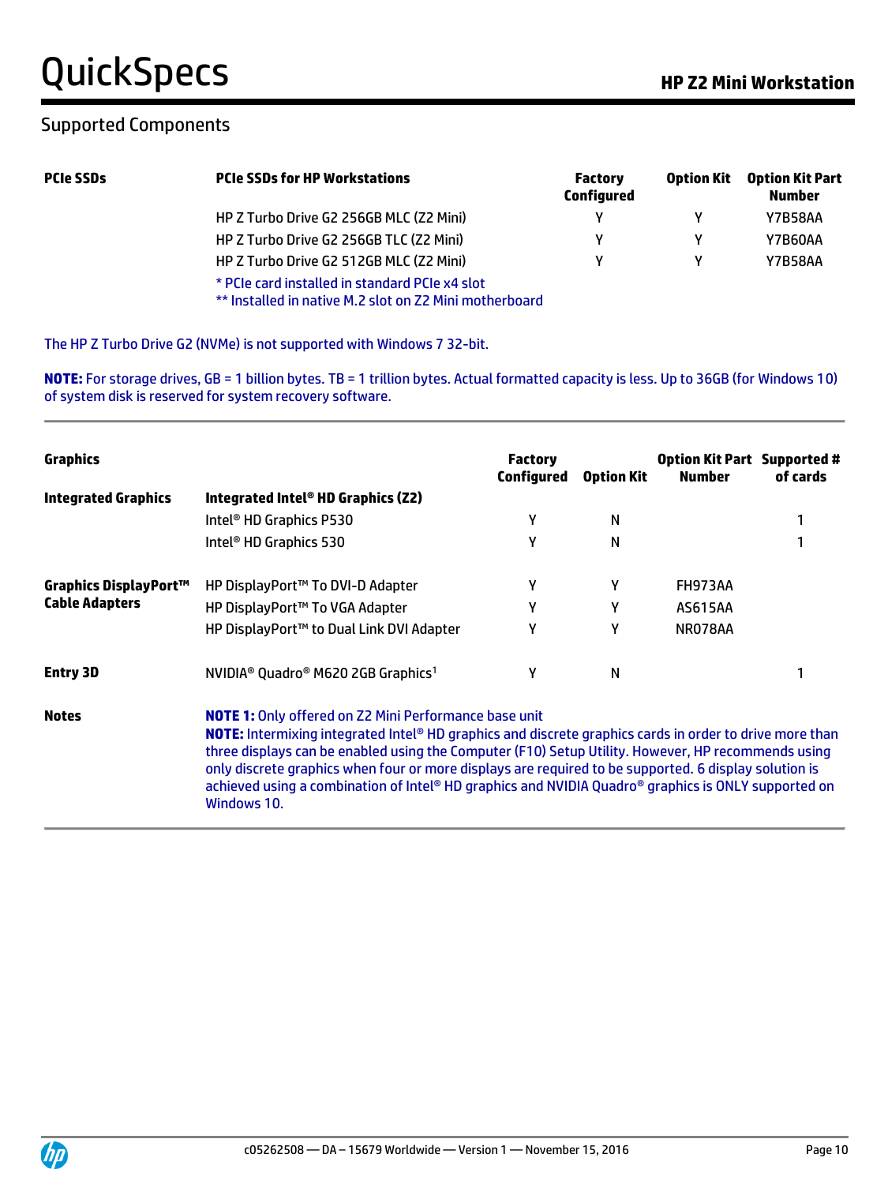## Supported Components

| PCIe SSDs | PCIe SSDs for HP Workstations | Factory Configured | Option Kit | Option Kit Part Number |
|---|---|---|---|---|
| | HP Z Turbo Drive G2 256GB MLC (Z2 Mini) | Y | Y | Y7B58AA |
| | HP Z Turbo Drive G2 256GB TLC (Z2 Mini) | Y | Y | Y7B60AA |
| | HP Z Turbo Drive G2 512GB MLC (Z2 Mini) | Y | Y | Y7B58AA |

* PCIe card installed in standard PCIe x4 slot
** Installed in native M.2 slot on Z2 Mini motherboard

The HP Z Turbo Drive G2 (NVMe) is not supported with Windows 7 32-bit.

**NOTE:** For storage drives, GB = 1 billion bytes. TB = 1 trillion bytes. Actual formatted capacity is less. Up to 36GB (for Windows 10) of system disk is reserved for system recovery software.

| Graphics | | Factory Configured | Option Kit | Option Kit Part Number | Supported # of cards |
|---|---|---|---|---|---|
| **Integrated Graphics** | **Integrated Intel® HD Graphics (Z2)** | | | | |
| | Intel® HD Graphics P530 | Y | N | | 1 |
| | Intel® HD Graphics 530 | Y | N | | 1 |
| **Graphics DisplayPort™ Cable Adapters** | HP DisplayPort™ To DVI-D Adapter | Y | Y | FH973AA | |
| | HP DisplayPort™ To VGA Adapter | Y | Y | AS615AA | |
| | HP DisplayPort™ to Dual Link DVI Adapter | Y | Y | NR078AA | |
| **Entry 3D** | NVIDIA® Quadro® M620 2GB Graphics[1] | Y | N | | 1 |

**Notes**

**NOTE 1:** Only offered on Z2 Mini Performance base unit
**NOTE:** Intermixing integrated Intel® HD graphics and discrete graphics cards in order to drive more than three displays can be enabled using the Computer (F10) Setup Utility. However, HP recommends using only discrete graphics when four or more displays are required to be supported. 6 display solution is achieved using a combination of Intel® HD graphics and NVIDIA Quadro® graphics is ONLY supported on Windows 10.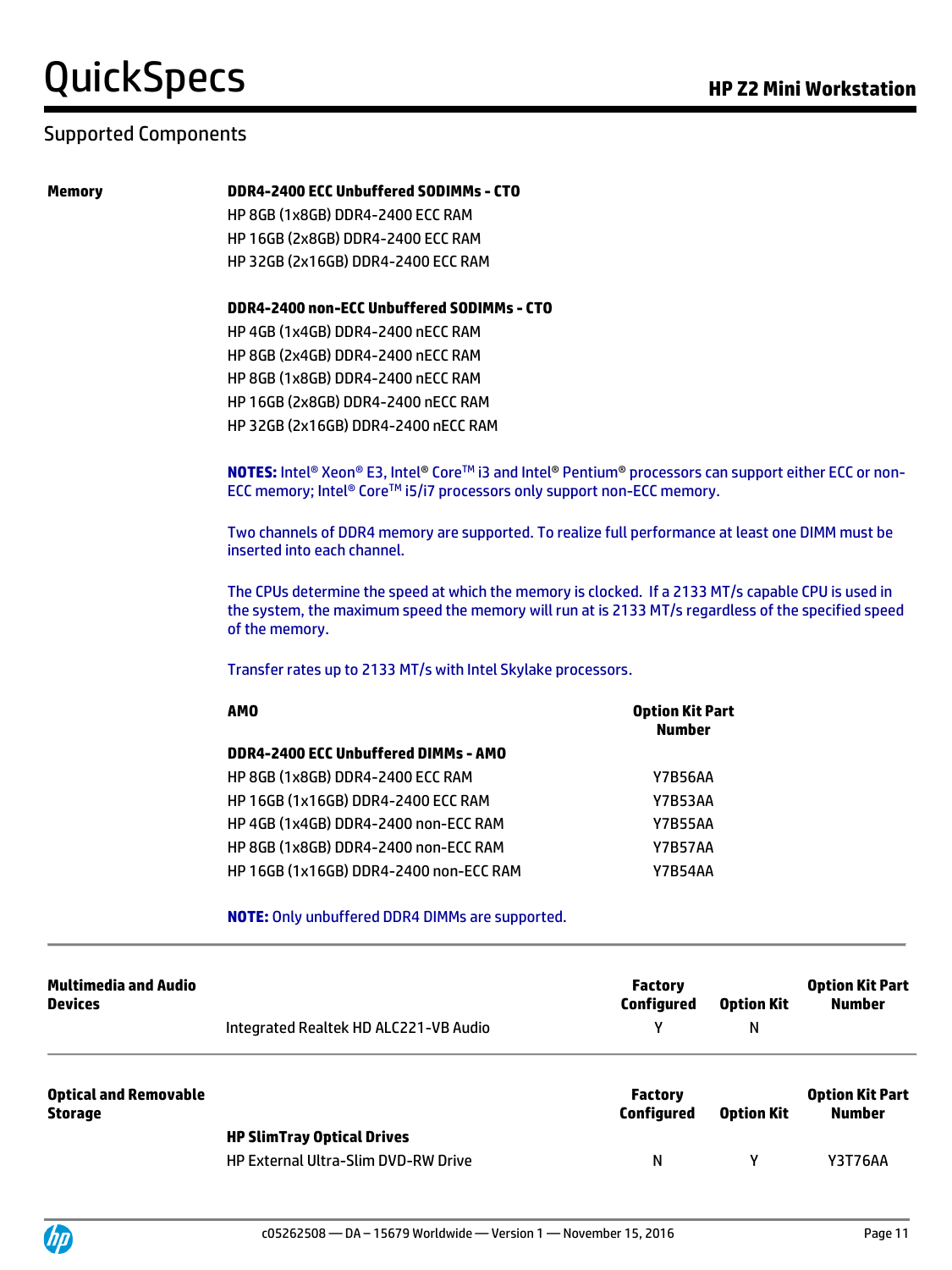## Supported Components

### Memory

**DDR4-2400 ECC Unbuffered SODIMMs - CTO**

HP 8GB (1x8GB) DDR4-2400 ECC RAM
HP 16GB (2x8GB) DDR4-2400 ECC RAM
HP 32GB (2x16GB) DDR4-2400 ECC RAM

**DDR4-2400 non-ECC Unbuffered SODIMMs - CTO**

HP 4GB (1x4GB) DDR4-2400 nECC RAM
HP 8GB (2x4GB) DDR4-2400 nECC RAM
HP 8GB (1x8GB) DDR4-2400 nECC RAM
HP 16GB (2x8GB) DDR4-2400 nECC RAM
HP 32GB (2x16GB) DDR4-2400 nECC RAM

**NOTES:** Intel® Xeon® E3, Intel® Core™ i3 and Intel® Pentium® processors can support either ECC or non-ECC memory; Intel® Core™ i5/i7 processors only support non-ECC memory.

Two channels of DDR4 memory are supported. To realize full performance at least one DIMM must be inserted into each channel.

The CPUs determine the speed at which the memory is clocked. If a 2133 MT/s capable CPU is used in the system, the maximum speed the memory will run at is 2133 MT/s regardless of the specified speed of the memory.

Transfer rates up to 2133 MT/s with Intel Skylake processors.

| AMO | Option Kit Part Number |
|---|---|
| **DDR4-2400 ECC Unbuffered DIMMs - AMO** | |
| HP 8GB (1x8GB) DDR4-2400 ECC RAM | Y7B56AA |
| HP 16GB (1x16GB) DDR4-2400 ECC RAM | Y7B53AA |
| HP 4GB (1x4GB) DDR4-2400 non-ECC RAM | Y7B55AA |
| HP 8GB (1x8GB) DDR4-2400 non-ECC RAM | Y7B57AA |
| HP 16GB (1x16GB) DDR4-2400 non-ECC RAM | Y7B54AA |

**NOTE:** Only unbuffered DDR4 DIMMs are supported.

### Multimedia and Audio Devices

| | Factory Configured | Option Kit | Option Kit Part Number |
|---|---|---|---|
| Integrated Realtek HD ALC221-VB Audio | Y | N | |

### Optical and Removable Storage

| | Factory Configured | Option Kit | Option Kit Part Number |
|---|---|---|---|
| **HP SlimTray Optical Drives** | | | |
| HP External Ultra-Slim DVD-RW Drive | N | Y | Y3T76AA |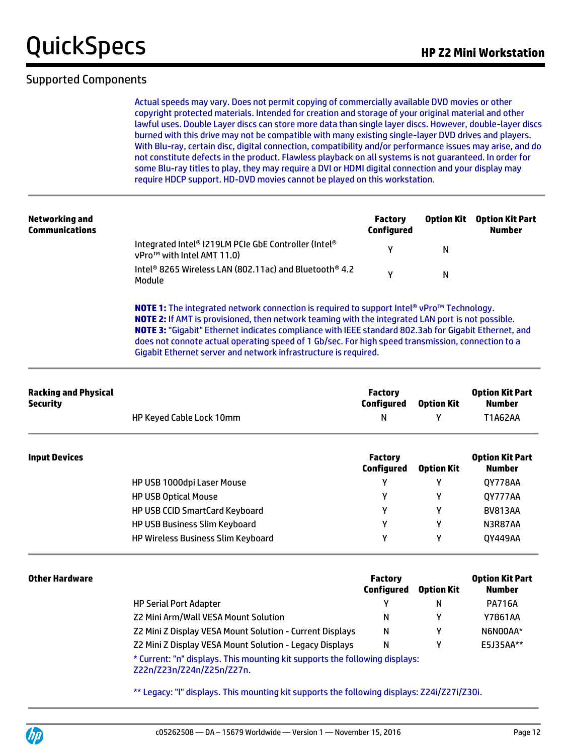## Supported Components

Actual speeds may vary. Does not permit copying of commercially available DVD movies or other copyright protected materials. Intended for creation and storage of your original material and other lawful uses. Double Layer discs can store more data than single layer discs. However, double-layer discs burned with this drive may not be compatible with many existing single-layer DVD drives and players. With Blu-ray, certain disc, digital connection, compatibility and/or performance issues may arise, and do not constitute defects in the product. Flawless playback on all systems is not guaranteed. In order for some Blu-ray titles to play, they may require a DVI or HDMI digital connection and your display may require HDCP support. HD-DVD movies cannot be played on this workstation.

| Networking and Communications | | Factory Configured | Option Kit | Option Kit Part Number |
|---|---|---|---|---|
| | Integrated Intel® I219LM PCIe GbE Controller (Intel® vPro™ with Intel AMT 11.0) | Y | N | |
| | Intel® 8265 Wireless LAN (802.11ac) and Bluetooth® 4.2 Module | Y | N | |

**NOTE 1:** The integrated network connection is required to support Intel® vPro™ Technology.
**NOTE 2:** If AMT is provisioned, then network teaming with the integrated LAN port is not possible.
**NOTE 3:** "Gigabit" Ethernet indicates compliance with IEEE standard 802.3ab for Gigabit Ethernet, and does not connote actual operating speed of 1 Gb/sec. For high speed transmission, connection to a Gigabit Ethernet server and network infrastructure is required.

| Racking and Physical Security | | Factory Configured | Option Kit | Option Kit Part Number |
|---|---|---|---|---|
| | HP Keyed Cable Lock 10mm | N | Y | T1A62AA |

| Input Devices | | Factory Configured | Option Kit | Option Kit Part Number |
|---|---|---|---|---|
| | HP USB 1000dpi Laser Mouse | Y | Y | QY778AA |
| | HP USB Optical Mouse | Y | Y | QY777AA |
| | HP USB CCID SmartCard Keyboard | Y | Y | BV813AA |
| | HP USB Business Slim Keyboard | Y | Y | N3R87AA |
| | HP Wireless Business Slim Keyboard | Y | Y | QY449AA |

| Other Hardware | | Factory Configured | Option Kit | Option Kit Part Number |
|---|---|---|---|---|
| | HP Serial Port Adapter | Y | N | PA716A |
| | Z2 Mini Arm/Wall VESA Mount Solution | N | Y | Y7B61AA |
| | Z2 Mini Z Display VESA Mount Solution - Current Displays | N | Y | N6N00AA* |
| | Z2 Mini Z Display VESA Mount Solution - Legacy Displays | N | Y | E5J35AA** |

* Current: "n" displays. This mounting kit supports the following displays: Z22n/Z23n/Z24n/Z25n/Z27n.

** Legacy: "I" displays. This mounting kit supports the following displays: Z24i/Z27i/Z30i.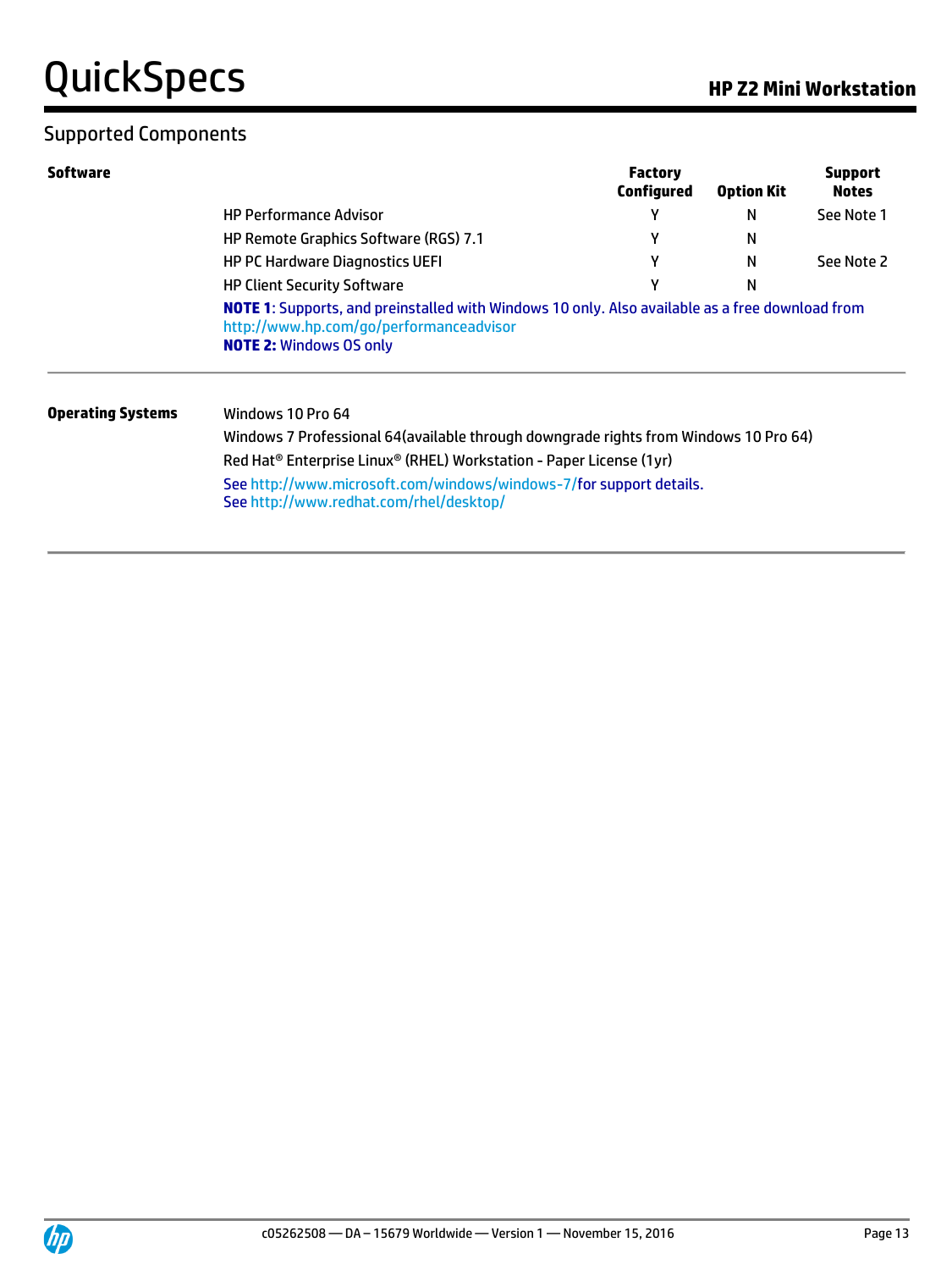## Supported Components

**Software**

| | Factory Configured | Option Kit | Support Notes |
|---|---|---|---|
| HP Performance Advisor | Y | N | See Note 1 |
| HP Remote Graphics Software (RGS) 7.1 | Y | N | |
| HP PC Hardware Diagnostics UEFI | Y | N | See Note 2 |
| HP Client Security Software | Y | N | |

**NOTE 1**: Supports, and preinstalled with Windows 10 only. Also available as a free download from http://www.hp.com/go/performanceadvisor
**NOTE 2:** Windows OS only

---

**Operating Systems**

Windows 10 Pro 64
Windows 7 Professional 64(available through downgrade rights from Windows 10 Pro 64)
Red Hat® Enterprise Linux® (RHEL) Workstation - Paper License (1yr)
See http://www.microsoft.com/windows/windows-7/for support details.
See http://www.redhat.com/rhel/desktop/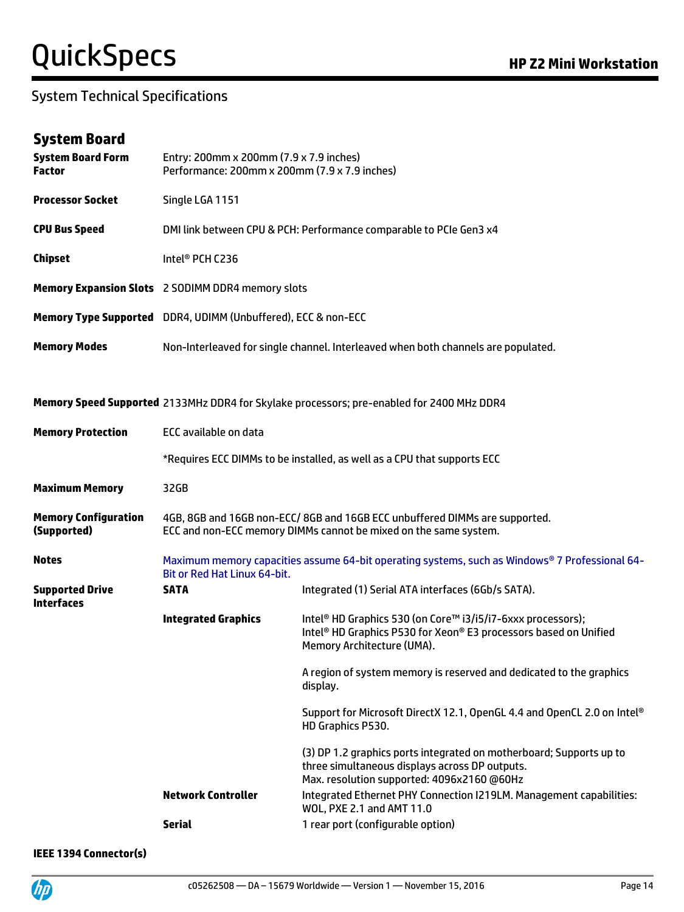## System Technical Specifications

### System Board

| | | |
|---|---|---|
| **System Board Form Factor** | Entry: 200mm x 200mm (7.9 x 7.9 inches)<br>Performance: 200mm x 200mm (7.9 x 7.9 inches) | |
| **Processor Socket** | Single LGA 1151 | |
| **CPU Bus Speed** | DMI link between CPU & PCH: Performance comparable to PCIe Gen3 x4 | |
| **Chipset** | Intel® PCH C236 | |
| **Memory Expansion Slots** | 2 SODIMM DDR4 memory slots | |
| **Memory Type Supported** | DDR4, UDIMM (Unbuffered), ECC & non-ECC | |
| **Memory Modes** | Non-Interleaved for single channel. Interleaved when both channels are populated. | |
| **Memory Speed Supported** | 2133MHz DDR4 for Skylake processors; pre-enabled for 2400 MHz DDR4 | |
| **Memory Protection** | ECC available on data<br><br>*Requires ECC DIMMs to be installed, as well as a CPU that supports ECC | |
| **Maximum Memory** | 32GB | |
| **Memory Configuration (Supported)** | 4GB, 8GB and 16GB non-ECC/ 8GB and 16GB ECC unbuffered DIMMs are supported.<br>ECC and non-ECC memory DIMMs cannot be mixed on the same system. | |
| **Notes** | Maximum memory capacities assume 64-bit operating systems, such as Windows® 7 Professional 64-Bit or Red Hat Linux 64-bit. | |
| **Supported Drive Interfaces** | **SATA** | Integrated (1) Serial ATA interfaces (6Gb/s SATA). |
| | **Integrated Graphics** | Intel® HD Graphics 530 (on Core™ i3/i5/i7-6xxx processors);<br>Intel® HD Graphics P530 for Xeon® E3 processors based on Unified Memory Architecture (UMA).<br><br>A region of system memory is reserved and dedicated to the graphics display.<br><br>Support for Microsoft DirectX 12.1, OpenGL 4.4 and OpenCL 2.0 on Intel® HD Graphics P530.<br><br>(3) DP 1.2 graphics ports integrated on motherboard; Supports up to three simultaneous displays across DP outputs.<br>Max. resolution supported: 4096x2160 @60Hz |
| | **Network Controller** | Integrated Ethernet PHY Connection I219LM. Management capabilities: WOL, PXE 2.1 and AMT 11.0 |
| | **Serial** | 1 rear port (configurable option) |

**IEEE 1394 Connector(s)**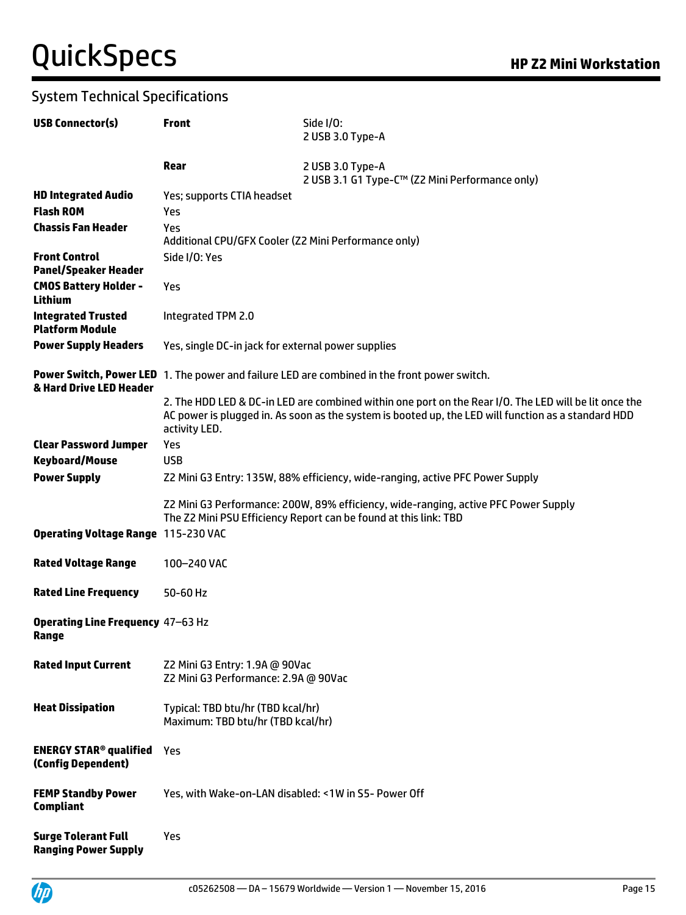## System Technical Specifications

| | | |
|---|---|---|
| **USB Connector(s)** | **Front** | Side I/O:<br>2 USB 3.0 Type-A |
| | **Rear** | 2 USB 3.0 Type-A<br>2 USB 3.1 G1 Type-C™ (Z2 Mini Performance only) |
| **HD Integrated Audio** | Yes; supports CTIA headset | |
| **Flash ROM** | Yes | |
| **Chassis Fan Header** | Yes<br>Additional CPU/GFX Cooler (Z2 Mini Performance only) | |
| **Front Control Panel/Speaker Header** | Side I/O: Yes | |
| **CMOS Battery Holder - Lithium** | Yes | |
| **Integrated Trusted Platform Module** | Integrated TPM 2.0 | |
| **Power Supply Headers** | Yes, single DC-in jack for external power supplies | |
| **Power Switch, Power LED & Hard Drive LED Header** | 1. The power and failure LED are combined in the front power switch.<br><br>2. The HDD LED & DC-in LED are combined within one port on the Rear I/O. The LED will be lit once the AC power is plugged in. As soon as the system is booted up, the LED will function as a standard HDD activity LED. | |
| **Clear Password Jumper** | Yes | |
| **Keyboard/Mouse** | USB | |
| **Power Supply** | Z2 Mini G3 Entry: 135W, 88% efficiency, wide-ranging, active PFC Power Supply<br><br>Z2 Mini G3 Performance: 200W, 89% efficiency, wide-ranging, active PFC Power Supply<br>The Z2 Mini PSU Efficiency Report can be found at this link: TBD | |
| **Operating Voltage Range** | 115-230 VAC | |
| **Rated Voltage Range** | 100–240 VAC | |
| **Rated Line Frequency** | 50-60 Hz | |
| **Operating Line Frequency Range** | 47–63 Hz | |
| **Rated Input Current** | Z2 Mini G3 Entry: 1.9A @ 90Vac<br>Z2 Mini G3 Performance: 2.9A @ 90Vac | |
| **Heat Dissipation** | Typical: TBD btu/hr (TBD kcal/hr)<br>Maximum: TBD btu/hr (TBD kcal/hr) | |
| **ENERGY STAR® qualified (Config Dependent)** | Yes | |
| **FEMP Standby Power Compliant** | Yes, with Wake-on-LAN disabled: <1W in S5- Power Off | |
| **Surge Tolerant Full Ranging Power Supply** | Yes | |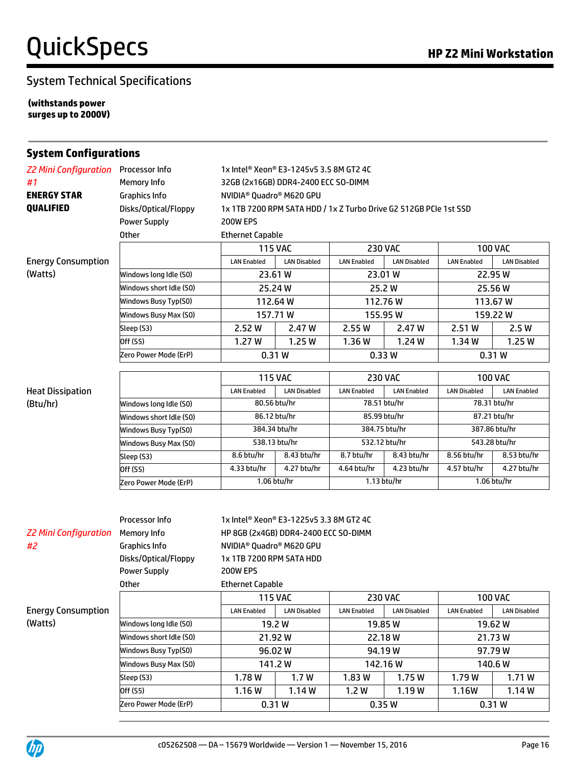## System Technical Specifications

**(withstands power surges up to 2000V)**

## System Configurations

*Z2 Mini Configuration #1*

**ENERGY STAR QUALIFIED**

| | |
|---|---|
| Processor Info | 1x Intel® Xeon® E3-1245v5 3.5 8M GT2 4C |
| Memory Info | 32GB (2x16GB) DDR4-2400 ECC SO-DIMM |
| Graphics Info | NVIDIA® Quadro® M620 GPU |
| Disks/Optical/Floppy | 1x 1TB 7200 RPM SATA HDD / 1x Z Turbo Drive G2 512GB PCIe 1st SSD |
| Power Supply | 200W EPS |
| Other | Ethernet Capable |

Energy Consumption (Watts)

| | 115 VAC | | 230 VAC | | 100 VAC | |
|---|---|---|---|---|---|---|
| | LAN Enabled | LAN Disabled | LAN Enabled | LAN Disabled | LAN Enabled | LAN Disabled |
| Windows long Idle (S0) | 23.61 W | | 23.01 W | | 22.95 W | |
| Windows short Idle (S0) | 25.24 W | | 25.2 W | | 25.56 W | |
| Windows Busy Typ(S0) | 112.64 W | | 112.76 W | | 113.67 W | |
| Windows Busy Max (S0) | 157.71 W | | 155.95 W | | 159.22 W | |
| Sleep (S3) | 2.52 W | 2.47 W | 2.55 W | 2.47 W | 2.51 W | 2.5 W |
| Off (S5) | 1.27 W | 1.25 W | 1.36 W | 1.24 W | 1.34 W | 1.25 W |
| Zero Power Mode (ErP) | 0.31 W | | 0.33 W | | 0.31 W | |

Heat Dissipation (Btu/hr)

| | 115 VAC | | 230 VAC | | 100 VAC | |
|---|---|---|---|---|---|---|
| | LAN Enabled | LAN Disabled | LAN Enabled | LAN Enabled | LAN Disabled | LAN Enabled |
| Windows long Idle (S0) | 80.56 btu/hr | | 78.51 btu/hr | | 78.31 btu/hr | |
| Windows short Idle (S0) | 86.12 btu/hr | | 85.99 btu/hr | | 87.21 btu/hr | |
| Windows Busy Typ(S0) | 384.34 btu/hr | | 384.75 btu/hr | | 387.86 btu/hr | |
| Windows Busy Max (S0) | 538.13 btu/hr | | 532.12 btu/hr | | 543.28 btu/hr | |
| Sleep (S3) | 8.6 btu/hr | 8.43 btu/hr | 8.7 btu/hr | 8.43 btu/hr | 8.56 btu/hr | 8.53 btu/hr |
| Off (S5) | 4.33 btu/hr | 4.27 btu/hr | 4.64 btu/hr | 4.23 btu/hr | 4.57 btu/hr | 4.27 btu/hr |
| Zero Power Mode (ErP) | 1.06 btu/hr | | 1.13 btu/hr | | 1.06 btu/hr | |

*Z2 Mini Configuration #2*

| | |
|---|---|
| Processor Info | 1x Intel® Xeon® E3-1225v5 3.3 8M GT2 4C |
| Memory Info | HP 8GB (2x4GB) DDR4-2400 ECC SO-DIMM |
| Graphics Info | NVIDIA® Quadro® M620 GPU |
| Disks/Optical/Floppy | 1x 1TB 7200 RPM SATA HDD |
| Power Supply | 200W EPS |
| Other | Ethernet Capable |

Energy Consumption (Watts)

| | 115 VAC | | 230 VAC | | 100 VAC | |
|---|---|---|---|---|---|---|
| | LAN Enabled | LAN Disabled | LAN Enabled | LAN Disabled | LAN Enabled | LAN Disabled |
| Windows long Idle (S0) | 19.2 W | | 19.85 W | | 19.62 W | |
| Windows short Idle (S0) | 21.92 W | | 22.18 W | | 21.73 W | |
| Windows Busy Typ(S0) | 96.02 W | | 94.19 W | | 97.79 W | |
| Windows Busy Max (S0) | 141.2 W | | 142.16 W | | 140.6 W | |
| Sleep (S3) | 1.78 W | 1.7 W | 1.83 W | 1.75 W | 1.79 W | 1.71 W |
| Off (S5) | 1.16 W | 1.14 W | 1.2 W | 1.19 W | 1.16W | 1.14 W |
| Zero Power Mode (ErP) | 0.31 W | | 0.35 W | | 0.31 W | |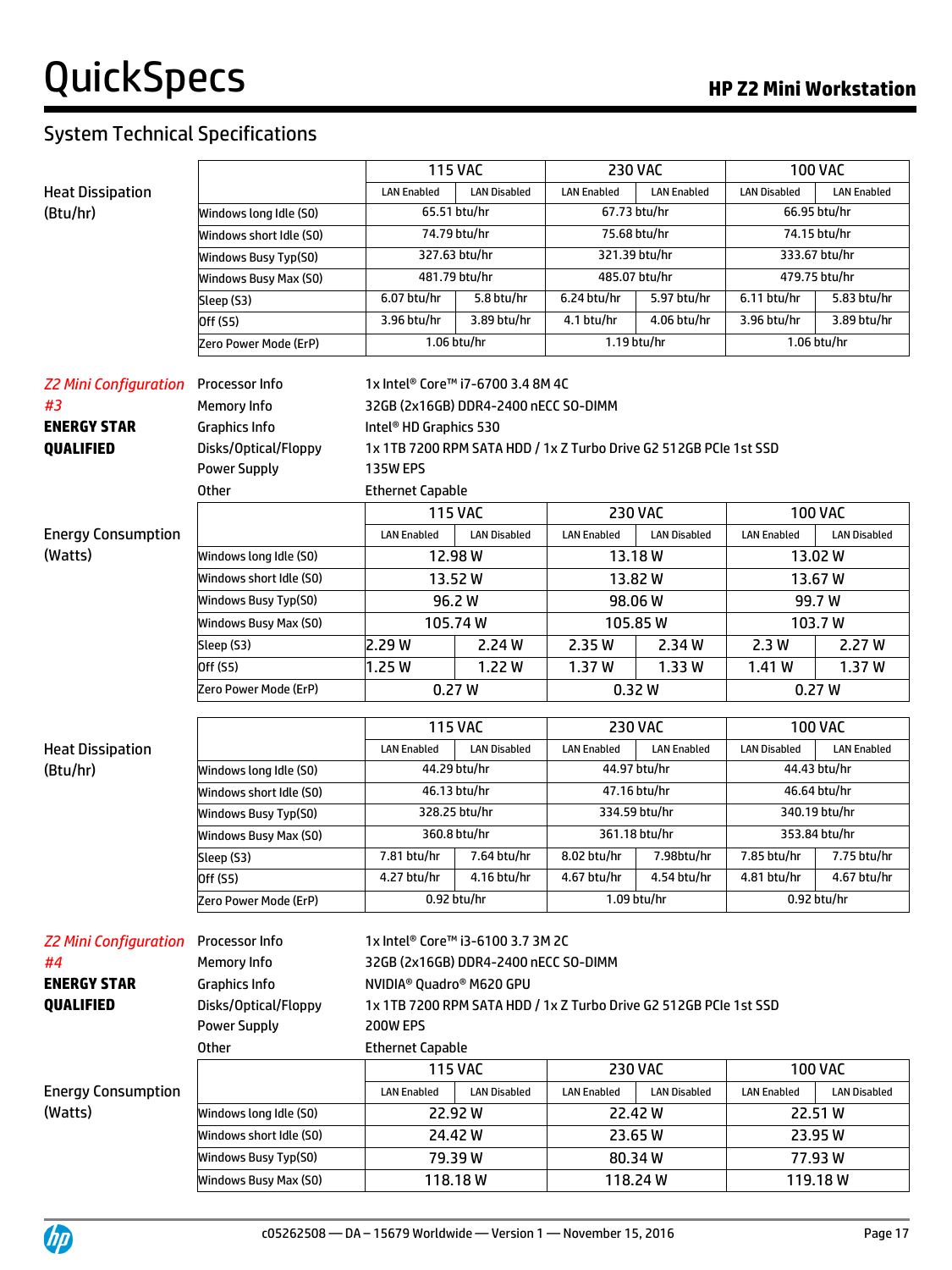## System Technical Specifications

**Heat Dissipation (Btu/hr)**

| | 115 VAC | | 230 VAC | | 100 VAC | |
|---|---|---|---|---|---|---|
| | LAN Enabled | LAN Disabled | LAN Enabled | LAN Enabled | LAN Disabled | LAN Enabled |
| Windows long Idle (S0) | 65.51 btu/hr | | 67.73 btu/hr | | 66.95 btu/hr | |
| Windows short Idle (S0) | 74.79 btu/hr | | 75.68 btu/hr | | 74.15 btu/hr | |
| Windows Busy Typ(S0) | 327.63 btu/hr | | 321.39 btu/hr | | 333.67 btu/hr | |
| Windows Busy Max (S0) | 481.79 btu/hr | | 485.07 btu/hr | | 479.75 btu/hr | |
| Sleep (S3) | 6.07 btu/hr | 5.8 btu/hr | 6.24 btu/hr | 5.97 btu/hr | 6.11 btu/hr | 5.83 btu/hr |
| Off (S5) | 3.96 btu/hr | 3.89 btu/hr | 4.1 btu/hr | 4.06 btu/hr | 3.96 btu/hr | 3.89 btu/hr |
| Zero Power Mode (ErP) | 1.06 btu/hr | | 1.19 btu/hr | | 1.06 btu/hr | |

*Z2 Mini Configuration #3*
**ENERGY STAR QUALIFIED**

| | |
|---|---|
| Processor Info | 1x Intel® Core™ i7-6700 3.4 8M 4C |
| Memory Info | 32GB (2x16GB) DDR4-2400 nECC SO-DIMM |
| Graphics Info | Intel® HD Graphics 530 |
| Disks/Optical/Floppy | 1x 1TB 7200 RPM SATA HDD / 1x Z Turbo Drive G2 512GB PCIe 1st SSD |
| Power Supply | 135W EPS |
| Other | Ethernet Capable |

**Energy Consumption (Watts)**

| | 115 VAC | | 230 VAC | | 100 VAC | |
|---|---|---|---|---|---|---|
| | LAN Enabled | LAN Disabled | LAN Enabled | LAN Disabled | LAN Enabled | LAN Disabled |
| Windows long Idle (S0) | 12.98 W | | 13.18 W | | 13.02 W | |
| Windows short Idle (S0) | 13.52 W | | 13.82 W | | 13.67 W | |
| Windows Busy Typ(S0) | 96.2 W | | 98.06 W | | 99.7 W | |
| Windows Busy Max (S0) | 105.74 W | | 105.85 W | | 103.7 W | |
| Sleep (S3) | 2.29 W | 2.24 W | 2.35 W | 2.34 W | 2.3 W | 2.27 W |
| Off (S5) | 1.25 W | 1.22 W | 1.37 W | 1.33 W | 1.41 W | 1.37 W |
| Zero Power Mode (ErP) | 0.27 W | | 0.32 W | | 0.27 W | |

**Heat Dissipation (Btu/hr)**

| | 115 VAC | | 230 VAC | | 100 VAC | |
|---|---|---|---|---|---|---|
| | LAN Enabled | LAN Disabled | LAN Enabled | LAN Enabled | LAN Disabled | LAN Enabled |
| Windows long Idle (S0) | 44.29 btu/hr | | 44.97 btu/hr | | 44.43 btu/hr | |
| Windows short Idle (S0) | 46.13 btu/hr | | 47.16 btu/hr | | 46.64 btu/hr | |
| Windows Busy Typ(S0) | 328.25 btu/hr | | 334.59 btu/hr | | 340.19 btu/hr | |
| Windows Busy Max (S0) | 360.8 btu/hr | | 361.18 btu/hr | | 353.84 btu/hr | |
| Sleep (S3) | 7.81 btu/hr | 7.64 btu/hr | 8.02 btu/hr | 7.98btu/hr | 7.85 btu/hr | 7.75 btu/hr |
| Off (S5) | 4.27 btu/hr | 4.16 btu/hr | 4.67 btu/hr | 4.54 btu/hr | 4.81 btu/hr | 4.67 btu/hr |
| Zero Power Mode (ErP) | 0.92 btu/hr | | 1.09 btu/hr | | 0.92 btu/hr | |

*Z2 Mini Configuration #4*
**ENERGY STAR QUALIFIED**

| | |
|---|---|
| Processor Info | 1x Intel® Core™ i3-6100 3.7 3M 2C |
| Memory Info | 32GB (2x16GB) DDR4-2400 nECC SO-DIMM |
| Graphics Info | NVIDIA® Quadro® M620 GPU |
| Disks/Optical/Floppy | 1x 1TB 7200 RPM SATA HDD / 1x Z Turbo Drive G2 512GB PCIe 1st SSD |
| Power Supply | 200W EPS |
| Other | Ethernet Capable |

**Energy Consumption (Watts)**

| | 115 VAC | | 230 VAC | | 100 VAC | |
|---|---|---|---|---|---|---|
| | LAN Enabled | LAN Disabled | LAN Enabled | LAN Disabled | LAN Enabled | LAN Disabled |
| Windows long Idle (S0) | 22.92 W | | 22.42 W | | 22.51 W | |
| Windows short Idle (S0) | 24.42 W | | 23.65 W | | 23.95 W | |
| Windows Busy Typ(S0) | 79.39 W | | 80.34 W | | 77.93 W | |
| Windows Busy Max (S0) | 118.18 W | | 118.24 W | | 119.18 W | |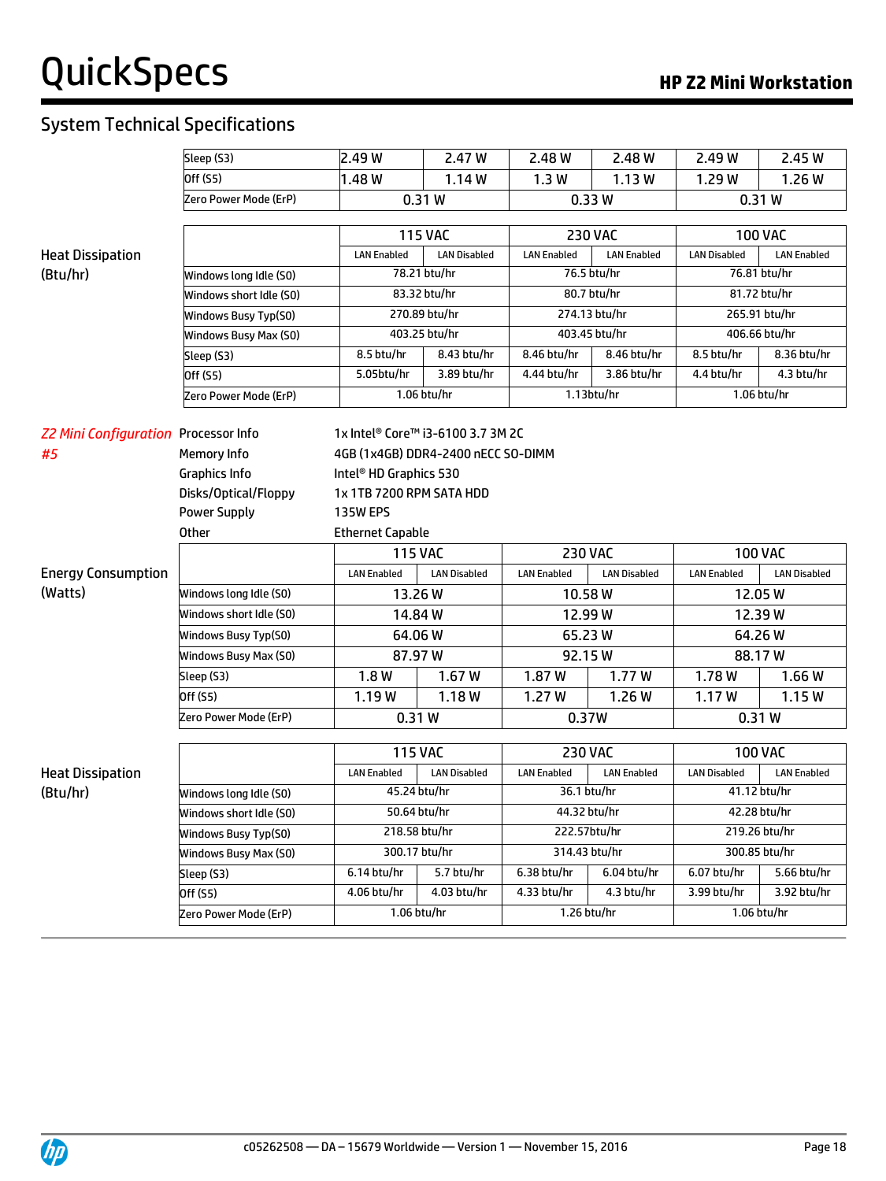## System Technical Specifications

| | | | | | | |
|---|---|---|---|---|---|---|
| Sleep (S3) | 2.49 W | 2.47 W | 2.48 W | 2.48 W | 2.49 W | 2.45 W |
| Off (S5) | 1.48 W | 1.14 W | 1.3 W | 1.13 W | 1.29 W | 1.26 W |
| Zero Power Mode (ErP) | 0.31 W | | 0.33 W | | 0.31 W | |

**Heat Dissipation (Btu/hr)**

| | 115 VAC | | 230 VAC | | 100 VAC | |
|---|---|---|---|---|---|---|
| | LAN Enabled | LAN Disabled | LAN Enabled | LAN Enabled | LAN Disabled | LAN Enabled |
| Windows long Idle (S0) | 78.21 btu/hr | | 76.5 btu/hr | | 76.81 btu/hr | |
| Windows short Idle (S0) | 83.32 btu/hr | | 80.7 btu/hr | | 81.72 btu/hr | |
| Windows Busy Typ(S0) | 270.89 btu/hr | | 274.13 btu/hr | | 265.91 btu/hr | |
| Windows Busy Max (S0) | 403.25 btu/hr | | 403.45 btu/hr | | 406.66 btu/hr | |
| Sleep (S3) | 8.5 btu/hr | 8.43 btu/hr | 8.46 btu/hr | 8.46 btu/hr | 8.5 btu/hr | 8.36 btu/hr |
| Off (S5) | 5.05btu/hr | 3.89 btu/hr | 4.44 btu/hr | 3.86 btu/hr | 4.4 btu/hr | 4.3 btu/hr |
| Zero Power Mode (ErP) | 1.06 btu/hr | | 1.13btu/hr | | 1.06 btu/hr | |

*Z2 Mini Configuration #5*

| | |
|---|---|
| Processor Info | 1x Intel® Core™ i3-6100 3.7 3M 2C |
| Memory Info | 4GB (1x4GB) DDR4-2400 nECC SO-DIMM |
| Graphics Info | Intel® HD Graphics 530 |
| Disks/Optical/Floppy | 1x 1TB 7200 RPM SATA HDD |
| Power Supply | 135W EPS |
| Other | Ethernet Capable |

**Energy Consumption (Watts)**

| | 115 VAC | | 230 VAC | | 100 VAC | |
|---|---|---|---|---|---|---|
| | LAN Enabled | LAN Disabled | LAN Enabled | LAN Disabled | LAN Enabled | LAN Disabled |
| Windows long Idle (S0) | 13.26 W | | 10.58 W | | 12.05 W | |
| Windows short Idle (S0) | 14.84 W | | 12.99 W | | 12.39 W | |
| Windows Busy Typ(S0) | 64.06 W | | 65.23 W | | 64.26 W | |
| Windows Busy Max (S0) | 87.97 W | | 92.15 W | | 88.17 W | |
| Sleep (S3) | 1.8 W | 1.67 W | 1.87 W | 1.77 W | 1.78 W | 1.66 W |
| Off (S5) | 1.19 W | 1.18 W | 1.27 W | 1.26 W | 1.17 W | 1.15 W |
| Zero Power Mode (ErP) | 0.31 W | | 0.37W | | 0.31 W | |

**Heat Dissipation (Btu/hr)**

| | 115 VAC | | 230 VAC | | 100 VAC | |
|---|---|---|---|---|---|---|
| | LAN Enabled | LAN Disabled | LAN Enabled | LAN Enabled | LAN Disabled | LAN Enabled |
| Windows long Idle (S0) | 45.24 btu/hr | | 36.1 btu/hr | | 41.12 btu/hr | |
| Windows short Idle (S0) | 50.64 btu/hr | | 44.32 btu/hr | | 42.28 btu/hr | |
| Windows Busy Typ(S0) | 218.58 btu/hr | | 222.57btu/hr | | 219.26 btu/hr | |
| Windows Busy Max (S0) | 300.17 btu/hr | | 314.43 btu/hr | | 300.85 btu/hr | |
| Sleep (S3) | 6.14 btu/hr | 5.7 btu/hr | 6.38 btu/hr | 6.04 btu/hr | 6.07 btu/hr | 5.66 btu/hr |
| Off (S5) | 4.06 btu/hr | 4.03 btu/hr | 4.33 btu/hr | 4.3 btu/hr | 3.99 btu/hr | 3.92 btu/hr |
| Zero Power Mode (ErP) | 1.06 btu/hr | | 1.26 btu/hr | | 1.06 btu/hr | |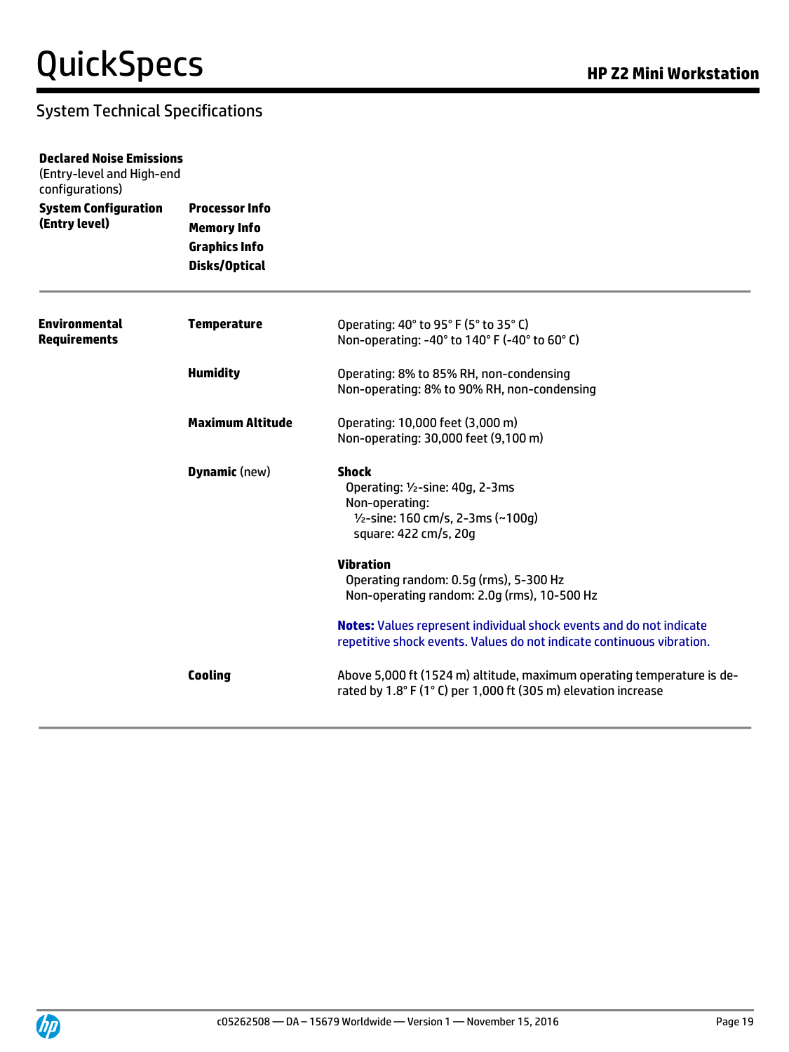## System Technical Specifications

| | | |
|---|---|---|
| **Declared Noise Emissions** (Entry-level and High-end configurations) | | |
| **System Configuration (Entry level)** | **Processor Info**<br>**Memory Info**<br>**Graphics Info**<br>**Disks/Optical** | |

| | | |
|---|---|---|
| **Environmental Requirements** | **Temperature** | Operating: 40° to 95° F (5° to 35° C)<br>Non-operating: -40° to 140° F (-40° to 60° C) |
| | **Humidity** | Operating: 8% to 85% RH, non-condensing<br>Non-operating: 8% to 90% RH, non-condensing |
| | **Maximum Altitude** | Operating: 10,000 feet (3,000 m)<br>Non-operating: 30,000 feet (9,100 m) |
| | **Dynamic** (new) | **Shock**<br>Operating: ½-sine: 40g, 2-3ms<br>Non-operating:<br>½-sine: 160 cm/s, 2-3ms (~100g)<br>square: 422 cm/s, 20g<br><br>**Vibration**<br>Operating random: 0.5g (rms), 5-300 Hz<br>Non-operating random: 2.0g (rms), 10-500 Hz<br><br>**Notes:** Values represent individual shock events and do not indicate repetitive shock events. Values do not indicate continuous vibration. |
| | **Cooling** | Above 5,000 ft (1524 m) altitude, maximum operating temperature is de-rated by 1.8° F (1° C) per 1,000 ft (305 m) elevation increase |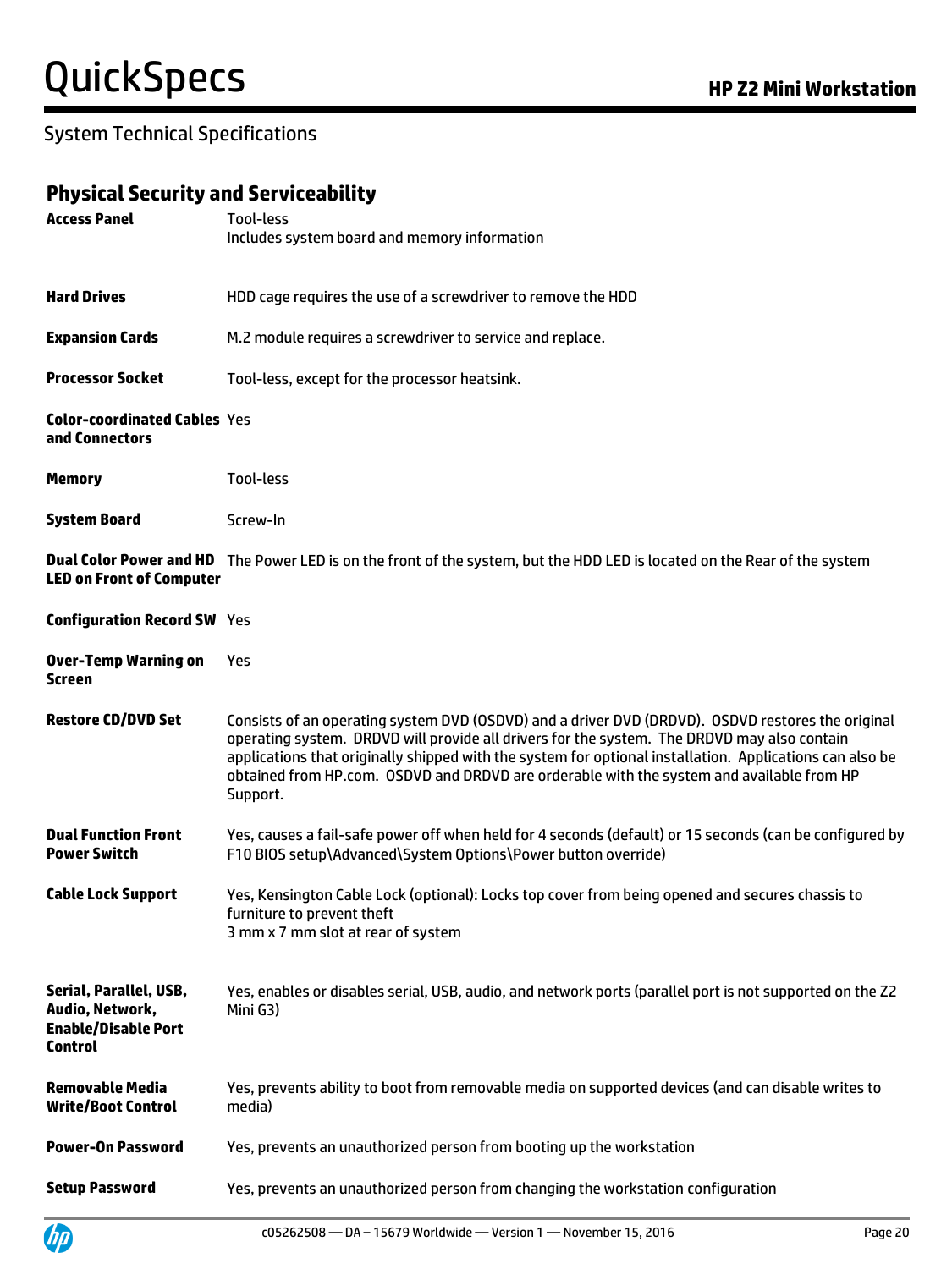## System Technical Specifications

### Physical Security and Serviceability

| | |
|---|---|
| **Access Panel** | Tool-less<br>Includes system board and memory information |
| **Hard Drives** | HDD cage requires the use of a screwdriver to remove the HDD |
| **Expansion Cards** | M.2 module requires a screwdriver to service and replace. |
| **Processor Socket** | Tool-less, except for the processor heatsink. |
| **Color-coordinated Cables and Connectors** | Yes |
| **Memory** | Tool-less |
| **System Board** | Screw-In |
| **Dual Color Power and HD LED on Front of Computer** | The Power LED is on the front of the system, but the HDD LED is located on the Rear of the system |
| **Configuration Record SW** | Yes |
| **Over-Temp Warning on Screen** | Yes |
| **Restore CD/DVD Set** | Consists of an operating system DVD (OSDVD) and a driver DVD (DRDVD). OSDVD restores the original operating system. DRDVD will provide all drivers for the system. The DRDVD may also contain applications that originally shipped with the system for optional installation. Applications can also be obtained from HP.com. OSDVD and DRDVD are orderable with the system and available from HP Support. |
| **Dual Function Front Power Switch** | Yes, causes a fail-safe power off when held for 4 seconds (default) or 15 seconds (can be configured by F10 BIOS setup\Advanced\System Options\Power button override) |
| **Cable Lock Support** | Yes, Kensington Cable Lock (optional): Locks top cover from being opened and secures chassis to furniture to prevent theft<br>3 mm x 7 mm slot at rear of system |
| **Serial, Parallel, USB, Audio, Network, Enable/Disable Port Control** | Yes, enables or disables serial, USB, audio, and network ports (parallel port is not supported on the Z2 Mini G3) |
| **Removable Media Write/Boot Control** | Yes, prevents ability to boot from removable media on supported devices (and can disable writes to media) |
| **Power-On Password** | Yes, prevents an unauthorized person from booting up the workstation |
| **Setup Password** | Yes, prevents an unauthorized person from changing the workstation configuration |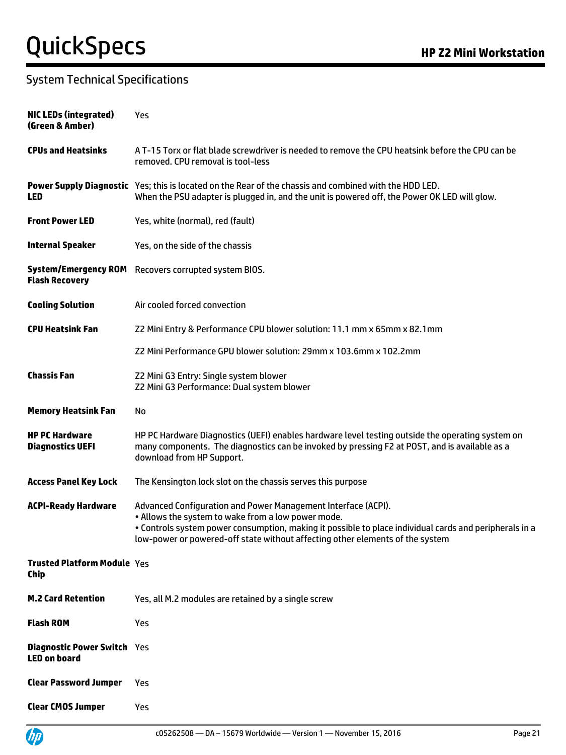## System Technical Specifications

| | |
|---|---|
| **NIC LEDs (integrated) (Green & Amber)** | Yes |
| **CPUs and Heatsinks** | A T-15 Torx or flat blade screwdriver is needed to remove the CPU heatsink before the CPU can be removed. CPU removal is tool-less |
| **Power Supply Diagnostic LED** | Yes; this is located on the Rear of the chassis and combined with the HDD LED.<br>When the PSU adapter is plugged in, and the unit is powered off, the Power OK LED will glow. |
| **Front Power LED** | Yes, white (normal), red (fault) |
| **Internal Speaker** | Yes, on the side of the chassis |
| **System/Emergency ROM Flash Recovery** | Recovers corrupted system BIOS. |
| **Cooling Solution** | Air cooled forced convection |
| **CPU Heatsink Fan** | Z2 Mini Entry & Performance CPU blower solution: 11.1 mm x 65mm x 82.1mm<br><br>Z2 Mini Performance GPU blower solution: 29mm x 103.6mm x 102.2mm |
| **Chassis Fan** | Z2 Mini G3 Entry: Single system blower<br>Z2 Mini G3 Performance: Dual system blower |
| **Memory Heatsink Fan** | No |
| **HP PC Hardware Diagnostics UEFI** | HP PC Hardware Diagnostics (UEFI) enables hardware level testing outside the operating system on many components. The diagnostics can be invoked by pressing F2 at POST, and is available as a download from HP Support. |
| **Access Panel Key Lock** | The Kensington lock slot on the chassis serves this purpose |
| **ACPI-Ready Hardware** | Advanced Configuration and Power Management Interface (ACPI).<br>• Allows the system to wake from a low power mode.<br>• Controls system power consumption, making it possible to place individual cards and peripherals in a low-power or powered-off state without affecting other elements of the system |
| **Trusted Platform Module Chip** | Yes |
| **M.2 Card Retention** | Yes, all M.2 modules are retained by a single screw |
| **Flash ROM** | Yes |
| **Diagnostic Power Switch LED on board** | Yes |
| **Clear Password Jumper** | Yes |
| **Clear CMOS Jumper** | Yes |

c05262508 — DA – 15679 Worldwide — Version 1 — November 15, 2016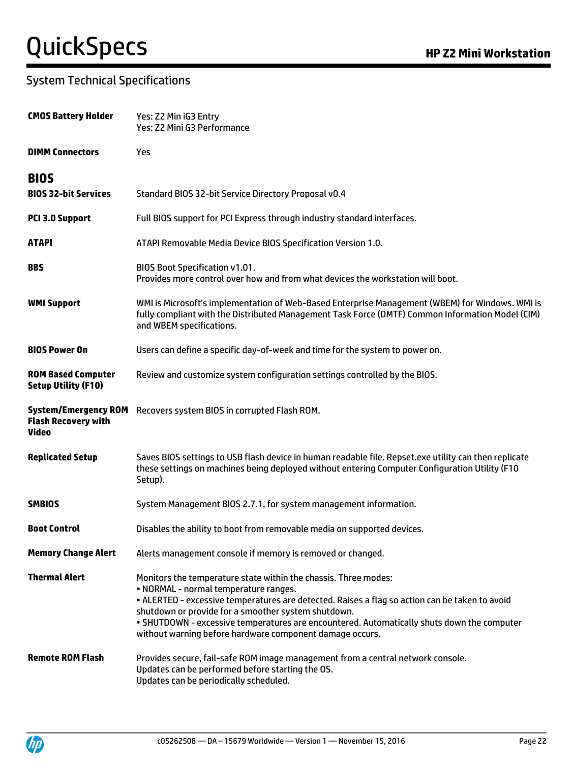## System Technical Specifications

| | |
|---|---|
| **CMOS Battery Holder** | Yes: Z2 Min iG3 Entry<br>Yes: Z2 Mini G3 Performance |
| **DIMM Connectors** | Yes |

### BIOS

| | |
|---|---|
| **BIOS 32-bit Services** | Standard BIOS 32-bit Service Directory Proposal v0.4 |
| **PCI 3.0 Support** | Full BIOS support for PCI Express through industry standard interfaces. |
| **ATAPI** | ATAPI Removable Media Device BIOS Specification Version 1.0. |
| **BBS** | BIOS Boot Specification v1.01.<br>Provides more control over how and from what devices the workstation will boot. |
| **WMI Support** | WMI is Microsoft's implementation of Web-Based Enterprise Management (WBEM) for Windows. WMI is fully compliant with the Distributed Management Task Force (DMTF) Common Information Model (CIM) and WBEM specifications. |
| **BIOS Power On** | Users can define a specific day-of-week and time for the system to power on. |
| **ROM Based Computer Setup Utility (F10)** | Review and customize system configuration settings controlled by the BIOS. |
| **System/Emergency ROM Flash Recovery with Video** | Recovers system BIOS in corrupted Flash ROM. |
| **Replicated Setup** | Saves BIOS settings to USB flash device in human readable file. Repset.exe utility can then replicate these settings on machines being deployed without entering Computer Configuration Utility (F10 Setup). |
| **SMBIOS** | System Management BIOS 2.7.1, for system management information. |
| **Boot Control** | Disables the ability to boot from removable media on supported devices. |
| **Memory Change Alert** | Alerts management console if memory is removed or changed. |
| **Thermal Alert** | Monitors the temperature state within the chassis. Three modes:<br>• NORMAL - normal temperature ranges.<br>• ALERTED - excessive temperatures are detected. Raises a flag so action can be taken to avoid shutdown or provide for a smoother system shutdown.<br>• SHUTDOWN - excessive temperatures are encountered. Automatically shuts down the computer without warning before hardware component damage occurs. |
| **Remote ROM Flash** | Provides secure, fail-safe ROM image management from a central network console.<br>Updates can be performed before starting the OS.<br>Updates can be periodically scheduled. |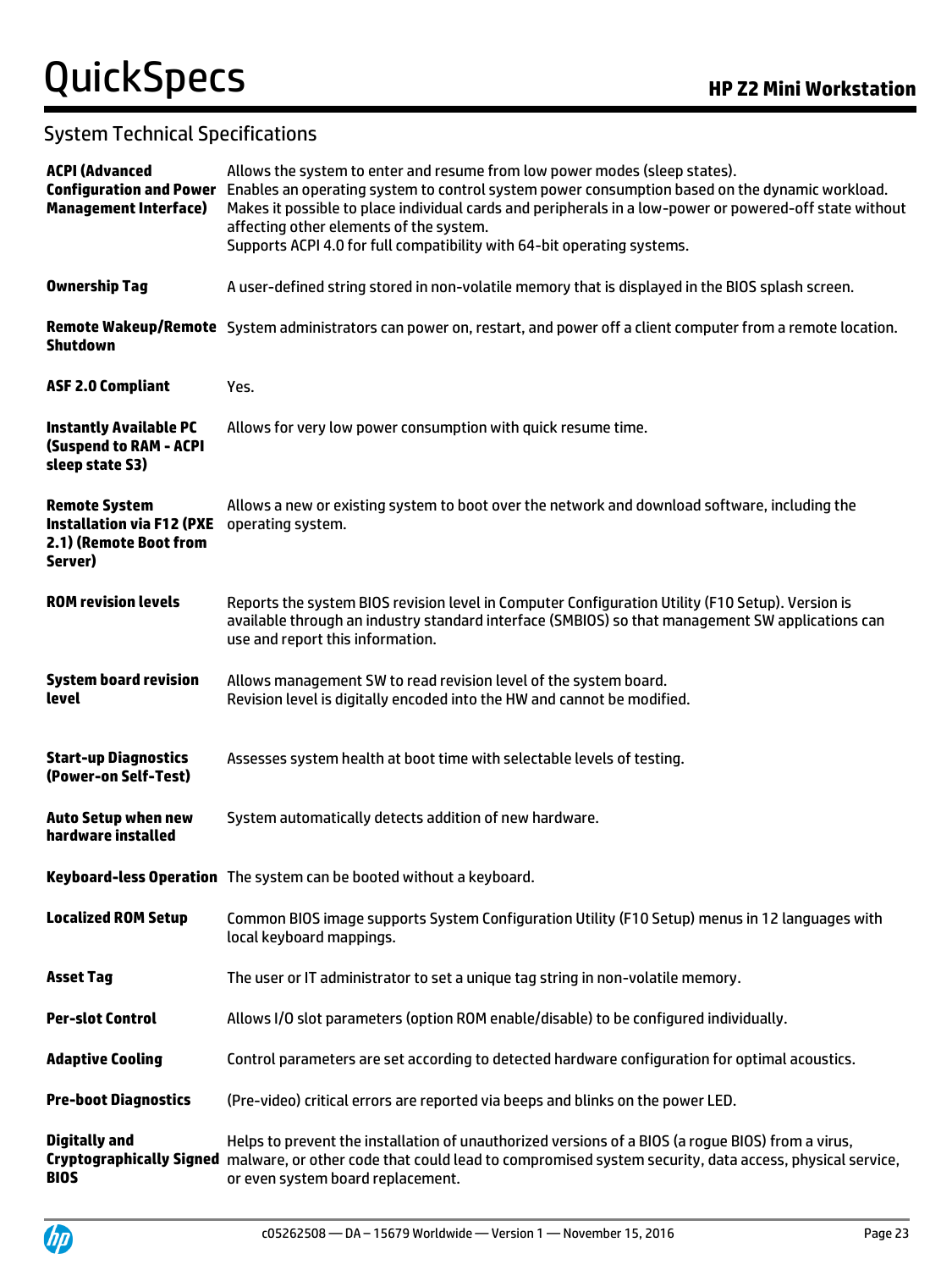## System Technical Specifications

| | |
|---|---|
| **ACPI (Advanced Configuration and Power Management Interface)** | Allows the system to enter and resume from low power modes (sleep states).<br>Enables an operating system to control system power consumption based on the dynamic workload.<br>Makes it possible to place individual cards and peripherals in a low-power or powered-off state without affecting other elements of the system.<br>Supports ACPI 4.0 for full compatibility with 64-bit operating systems. |
| **Ownership Tag** | A user-defined string stored in non-volatile memory that is displayed in the BIOS splash screen. |
| **Remote Wakeup/Remote Shutdown** | System administrators can power on, restart, and power off a client computer from a remote location. |
| **ASF 2.0 Compliant** | Yes. |
| **Instantly Available PC (Suspend to RAM - ACPI sleep state S3)** | Allows for very low power consumption with quick resume time. |
| **Remote System Installation via F12 (PXE 2.1) (Remote Boot from Server)** | Allows a new or existing system to boot over the network and download software, including the operating system. |
| **ROM revision levels** | Reports the system BIOS revision level in Computer Configuration Utility (F10 Setup). Version is available through an industry standard interface (SMBIOS) so that management SW applications can use and report this information. |
| **System board revision level** | Allows management SW to read revision level of the system board.<br>Revision level is digitally encoded into the HW and cannot be modified. |
| **Start-up Diagnostics (Power-on Self-Test)** | Assesses system health at boot time with selectable levels of testing. |
| **Auto Setup when new hardware installed** | System automatically detects addition of new hardware. |
| **Keyboard-less Operation** | The system can be booted without a keyboard. |
| **Localized ROM Setup** | Common BIOS image supports System Configuration Utility (F10 Setup) menus in 12 languages with local keyboard mappings. |
| **Asset Tag** | The user or IT administrator to set a unique tag string in non-volatile memory. |
| **Per-slot Control** | Allows I/O slot parameters (option ROM enable/disable) to be configured individually. |
| **Adaptive Cooling** | Control parameters are set according to detected hardware configuration for optimal acoustics. |
| **Pre-boot Diagnostics** | (Pre-video) critical errors are reported via beeps and blinks on the power LED. |
| **Digitally and Cryptographically Signed BIOS** | Helps to prevent the installation of unauthorized versions of a BIOS (a rogue BIOS) from a virus, malware, or other code that could lead to compromised system security, data access, physical service, or even system board replacement. |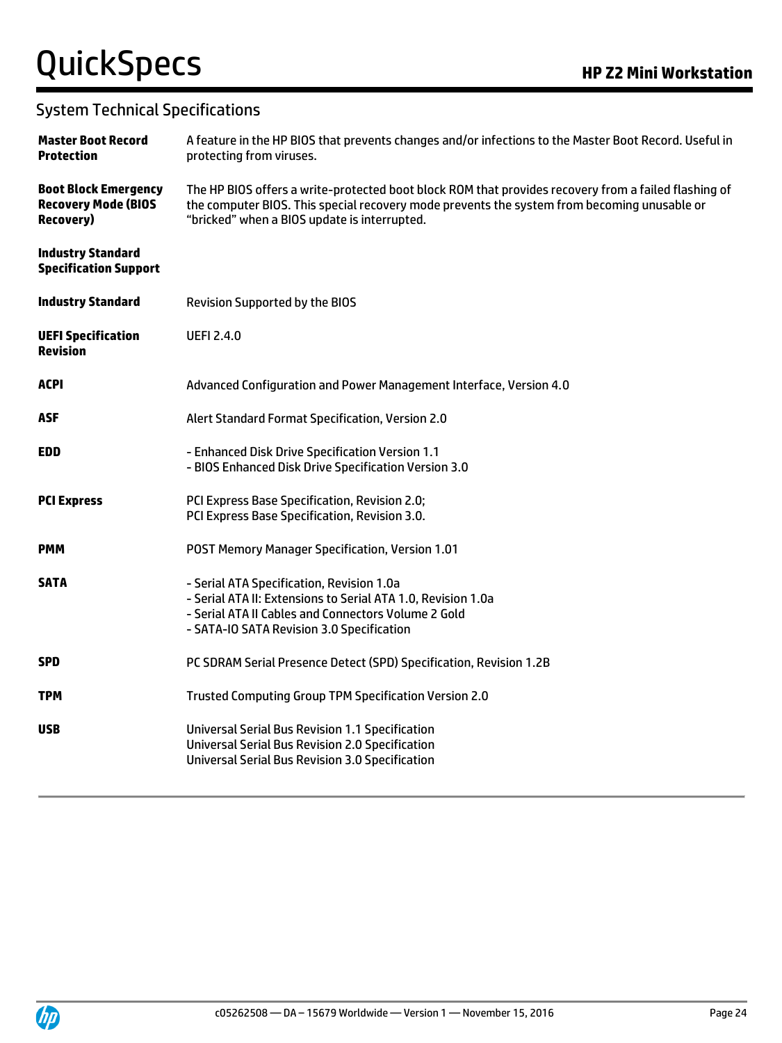## System Technical Specifications

| | |
|---|---|
| **Master Boot Record Protection** | A feature in the HP BIOS that prevents changes and/or infections to the Master Boot Record. Useful in protecting from viruses. |
| **Boot Block Emergency Recovery Mode (BIOS Recovery)** | The HP BIOS offers a write-protected boot block ROM that provides recovery from a failed flashing of the computer BIOS. This special recovery mode prevents the system from becoming unusable or "bricked" when a BIOS update is interrupted. |
| **Industry Standard Specification Support** | |
| **Industry Standard** | Revision Supported by the BIOS |
| **UEFI Specification Revision** | UEFI 2.4.0 |
| **ACPI** | Advanced Configuration and Power Management Interface, Version 4.0 |
| **ASF** | Alert Standard Format Specification, Version 2.0 |
| **EDD** | - Enhanced Disk Drive Specification Version 1.1<br>- BIOS Enhanced Disk Drive Specification Version 3.0 |
| **PCI Express** | PCI Express Base Specification, Revision 2.0;<br>PCI Express Base Specification, Revision 3.0. |
| **PMM** | POST Memory Manager Specification, Version 1.01 |
| **SATA** | - Serial ATA Specification, Revision 1.0a<br>- Serial ATA II: Extensions to Serial ATA 1.0, Revision 1.0a<br>- Serial ATA II Cables and Connectors Volume 2 Gold<br>- SATA-IO SATA Revision 3.0 Specification |
| **SPD** | PC SDRAM Serial Presence Detect (SPD) Specification, Revision 1.2B |
| **TPM** | Trusted Computing Group TPM Specification Version 2.0 |
| **USB** | Universal Serial Bus Revision 1.1 Specification<br>Universal Serial Bus Revision 2.0 Specification<br>Universal Serial Bus Revision 3.0 Specification |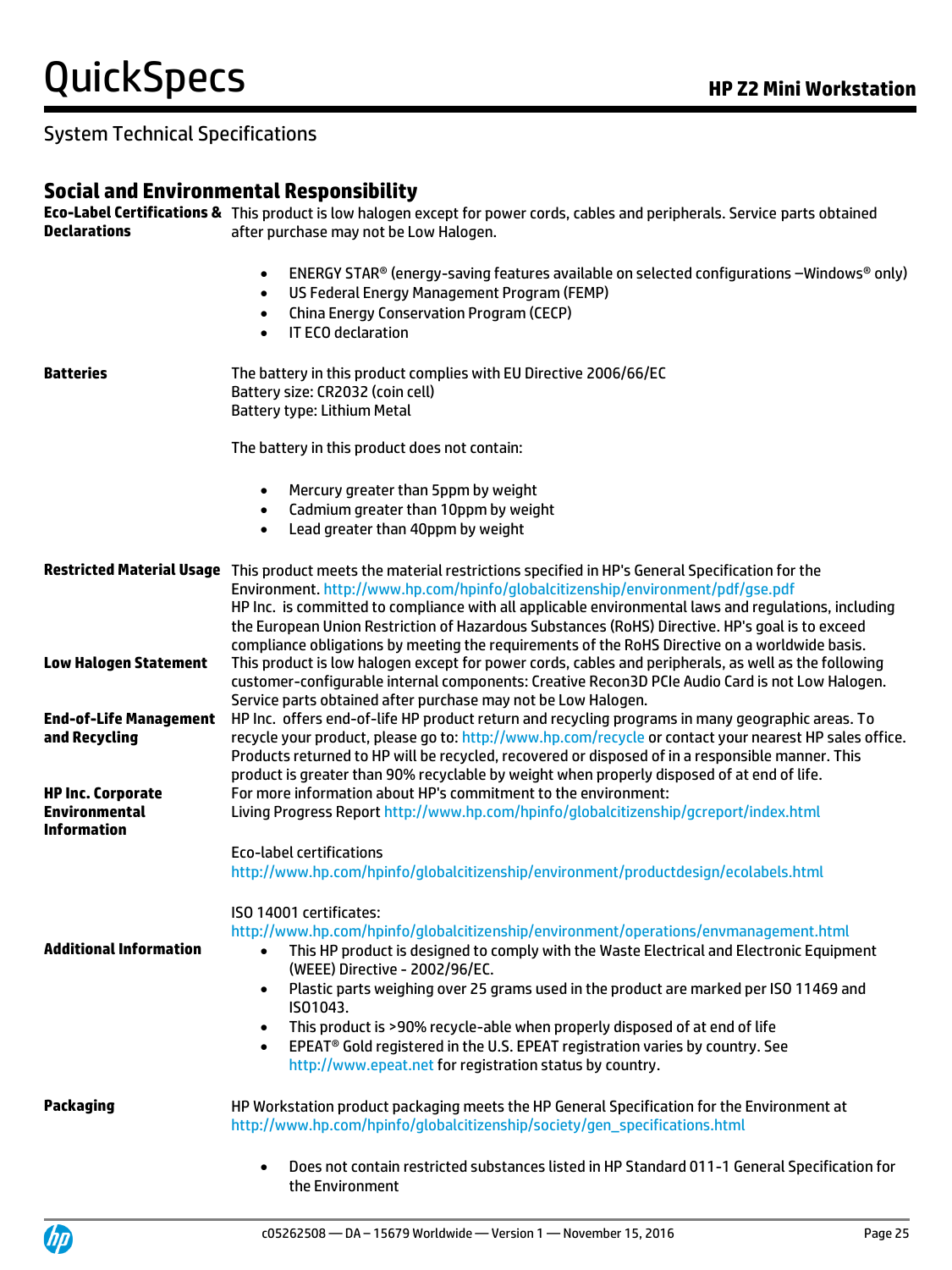## System Technical Specifications

### Social and Environmental Responsibility

**Eco-Label Certifications & Declarations**

This product is low halogen except for power cords, cables and peripherals. Service parts obtained after purchase may not be Low Halogen.

- ENERGY STAR® (energy-saving features available on selected configurations –Windows® only)
- US Federal Energy Management Program (FEMP)
- China Energy Conservation Program (CECP)
- IT ECO declaration

**Batteries**

The battery in this product complies with EU Directive 2006/66/EC
Battery size: CR2032 (coin cell)
Battery type: Lithium Metal

The battery in this product does not contain:

- Mercury greater than 5ppm by weight
- Cadmium greater than 10ppm by weight
- Lead greater than 40ppm by weight

**Restricted Material Usage**

This product meets the material restrictions specified in HP's General Specification for the Environment. http://www.hp.com/hpinfo/globalcitizenship/environment/pdf/gse.pdf
HP Inc. is committed to compliance with all applicable environmental laws and regulations, including the European Union Restriction of Hazardous Substances (RoHS) Directive. HP's goal is to exceed compliance obligations by meeting the requirements of the RoHS Directive on a worldwide basis.

**Low Halogen Statement**

This product is low halogen except for power cords, cables and peripherals, as well as the following customer-configurable internal components: Creative Recon3D PCIe Audio Card is not Low Halogen. Service parts obtained after purchase may not be Low Halogen.

**End-of-Life Management and Recycling**

HP Inc. offers end-of-life HP product return and recycling programs in many geographic areas. To recycle your product, please go to: http://www.hp.com/recycle or contact your nearest HP sales office. Products returned to HP will be recycled, recovered or disposed of in a responsible manner. This product is greater than 90% recyclable by weight when properly disposed of at end of life.

**HP Inc. Corporate Environmental Information**

For more information about HP's commitment to the environment:
Living Progress Report http://www.hp.com/hpinfo/globalcitizenship/gcreport/index.html

Eco-label certifications
http://www.hp.com/hpinfo/globalcitizenship/environment/productdesign/ecolabels.html

ISO 14001 certificates:
http://www.hp.com/hpinfo/globalcitizenship/environment/operations/envmanagement.html

**Additional Information**

- This HP product is designed to comply with the Waste Electrical and Electronic Equipment (WEEE) Directive - 2002/96/EC.
- Plastic parts weighing over 25 grams used in the product are marked per ISO 11469 and ISO1043.
- This product is >90% recycle-able when properly disposed of at end of life
- EPEAT® Gold registered in the U.S. EPEAT registration varies by country. See http://www.epeat.net for registration status by country.

**Packaging**

HP Workstation product packaging meets the HP General Specification for the Environment at http://www.hp.com/hpinfo/globalcitizenship/society/gen_specifications.html

- Does not contain restricted substances listed in HP Standard 011-1 General Specification for the Environment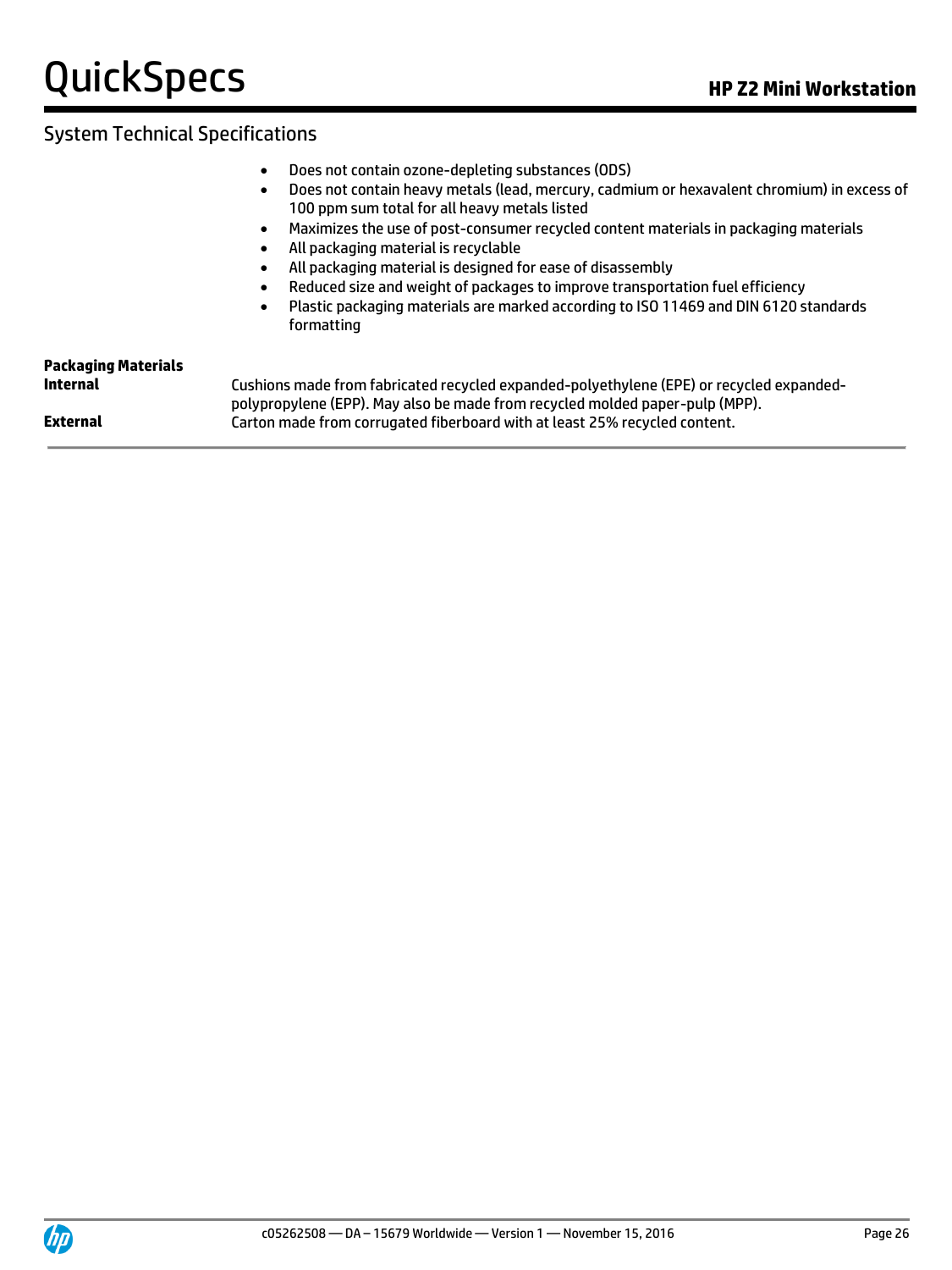## System Technical Specifications

- Does not contain ozone-depleting substances (ODS)
- Does not contain heavy metals (lead, mercury, cadmium or hexavalent chromium) in excess of 100 ppm sum total for all heavy metals listed
- Maximizes the use of post-consumer recycled content materials in packaging materials
- All packaging material is recyclable
- All packaging material is designed for ease of disassembly
- Reduced size and weight of packages to improve transportation fuel efficiency
- Plastic packaging materials are marked according to ISO 11469 and DIN 6120 standards formatting

**Packaging Materials**

| | |
|---|---|
| **Internal** | Cushions made from fabricated recycled expanded-polyethylene (EPE) or recycled expanded-polypropylene (EPP). May also be made from recycled molded paper-pulp (MPP). |
| **External** | Carton made from corrugated fiberboard with at least 25% recycled content. |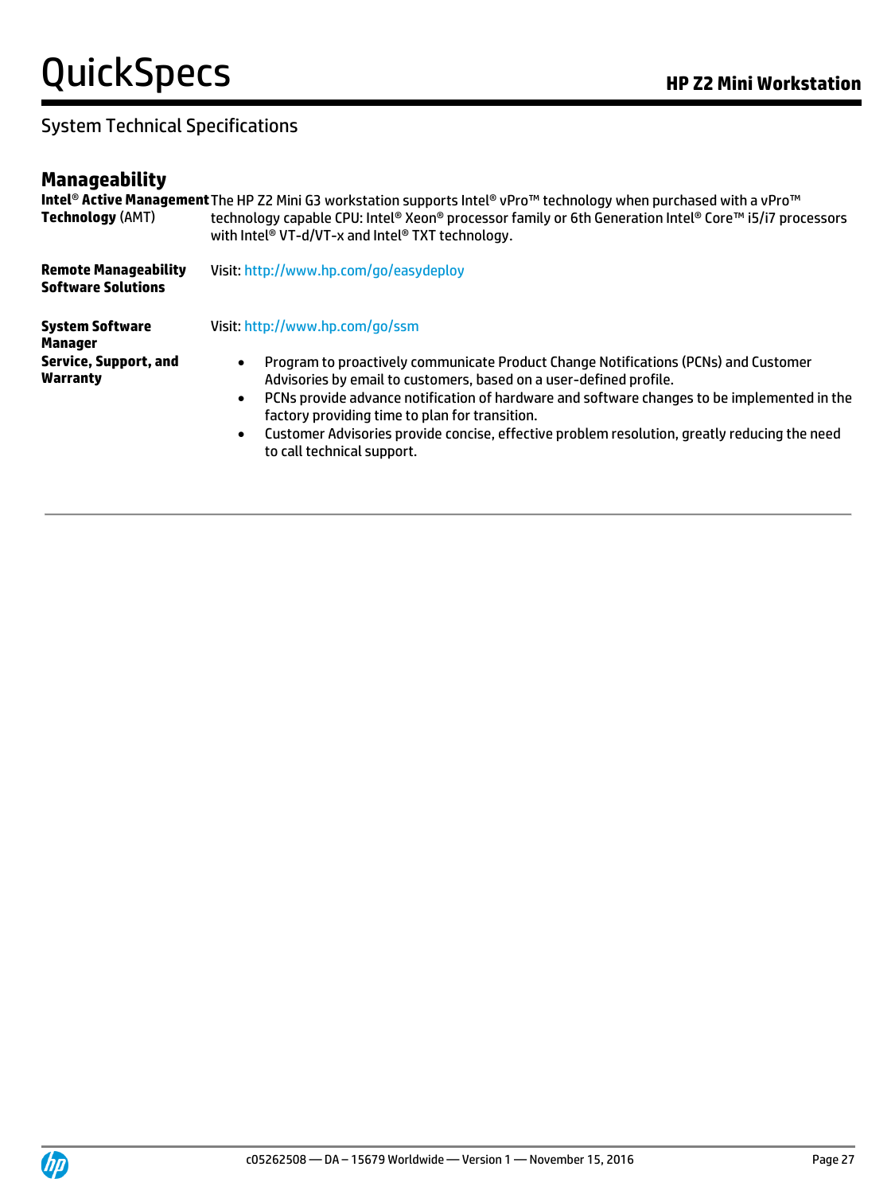## System Technical Specifications

### Manageability

| | |
|---|---|
| **Intel® Active Management Technology** (AMT) | The HP Z2 Mini G3 workstation supports Intel® vPro™ technology when purchased with a vPro™ technology capable CPU: Intel® Xeon® processor family or 6th Generation Intel® Core™ i5/i7 processors with Intel® VT-d/VT-x and Intel® TXT technology. |
| **Remote Manageability Software Solutions** | Visit: http://www.hp.com/go/easydeploy |
| **System Software Manager** | Visit: http://www.hp.com/go/ssm |
| **Service, Support, and Warranty** | • Program to proactively communicate Product Change Notifications (PCNs) and Customer Advisories by email to customers, based on a user-defined profile.<br>• PCNs provide advance notification of hardware and software changes to be implemented in the factory providing time to plan for transition.<br>• Customer Advisories provide concise, effective problem resolution, greatly reducing the need to call technical support. |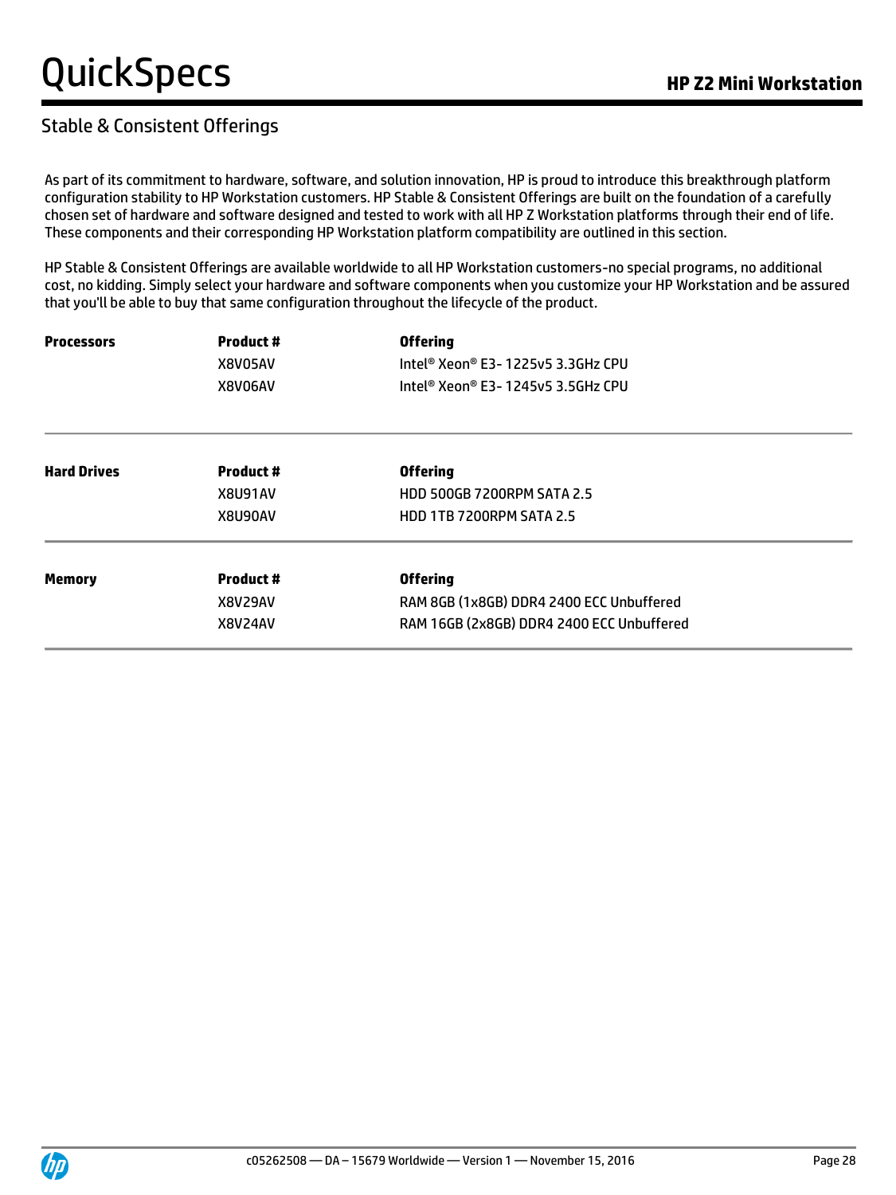## Stable & Consistent Offerings

As part of its commitment to hardware, software, and solution innovation, HP is proud to introduce this breakthrough platform configuration stability to HP Workstation customers. HP Stable & Consistent Offerings are built on the foundation of a carefully chosen set of hardware and software designed and tested to work with all HP Z Workstation platforms through their end of life. These components and their corresponding HP Workstation platform compatibility are outlined in this section.

HP Stable & Consistent Offerings are available worldwide to all HP Workstation customers-no special programs, no additional cost, no kidding. Simply select your hardware and software components when you customize your HP Workstation and be assured that you'll be able to buy that same configuration throughout the lifecycle of the product.

| | Product # | Offering |
|---|---|---|
| **Processors** | X8V05AV | Intel® Xeon® E3- 1225v5 3.3GHz CPU |
| | X8V06AV | Intel® Xeon® E3- 1245v5 3.5GHz CPU |

| | Product # | Offering |
|---|---|---|
| **Hard Drives** | X8U91AV | HDD 500GB 7200RPM SATA 2.5 |
| | X8U90AV | HDD 1TB 7200RPM SATA 2.5 |

| | Product # | Offering |
|---|---|---|
| **Memory** | X8V29AV | RAM 8GB (1x8GB) DDR4 2400 ECC Unbuffered |
| | X8V24AV | RAM 16GB (2x8GB) DDR4 2400 ECC Unbuffered |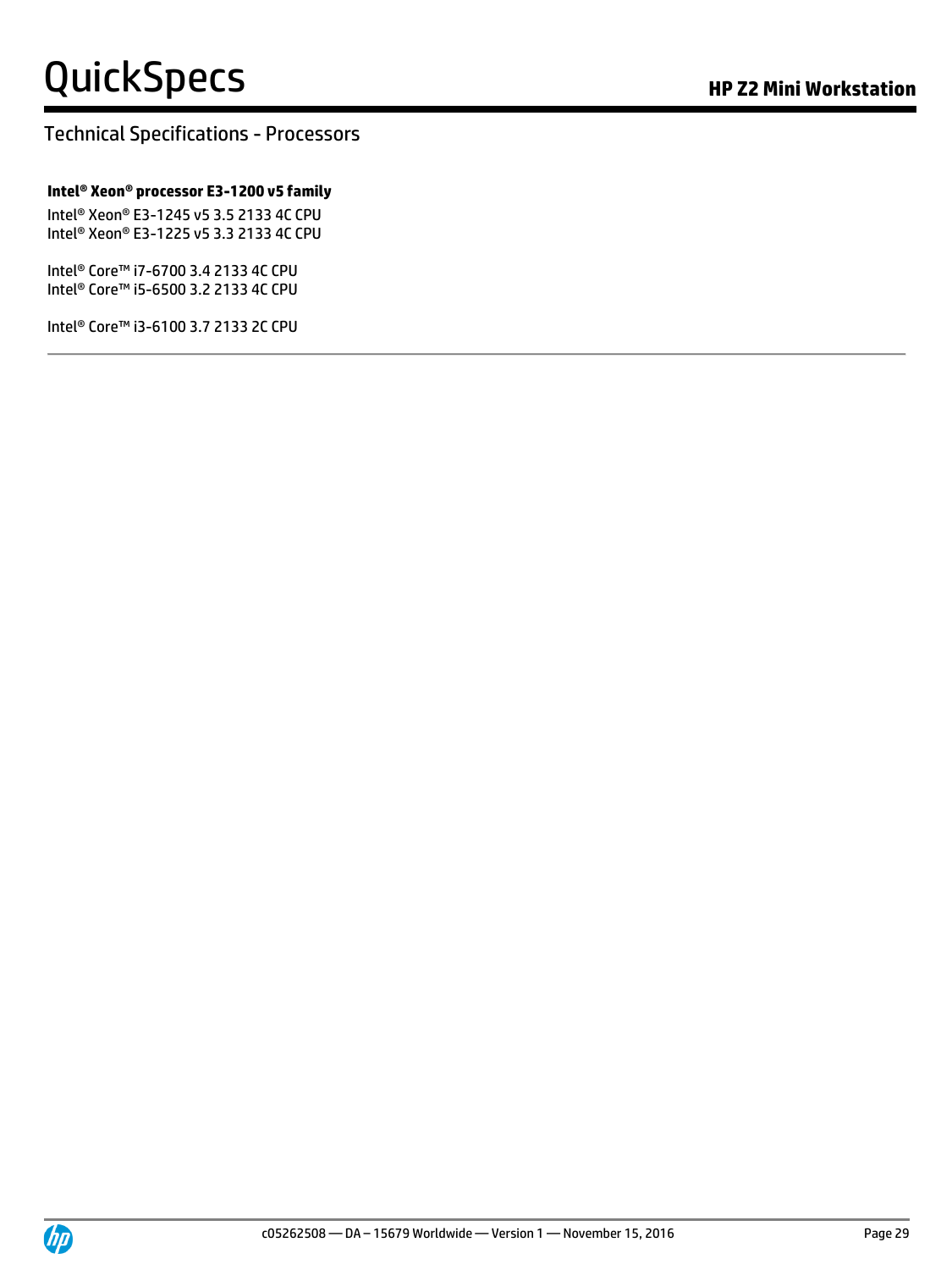## Technical Specifications - Processors

**Intel® Xeon® processor E3-1200 v5 family**

Intel® Xeon® E3-1245 v5 3.5 2133 4C CPU
Intel® Xeon® E3-1225 v5 3.3 2133 4C CPU

Intel® Core™ i7-6700 3.4 2133 4C CPU
Intel® Core™ i5-6500 3.2 2133 4C CPU

Intel® Core™ i3-6100 3.7 2133 2C CPU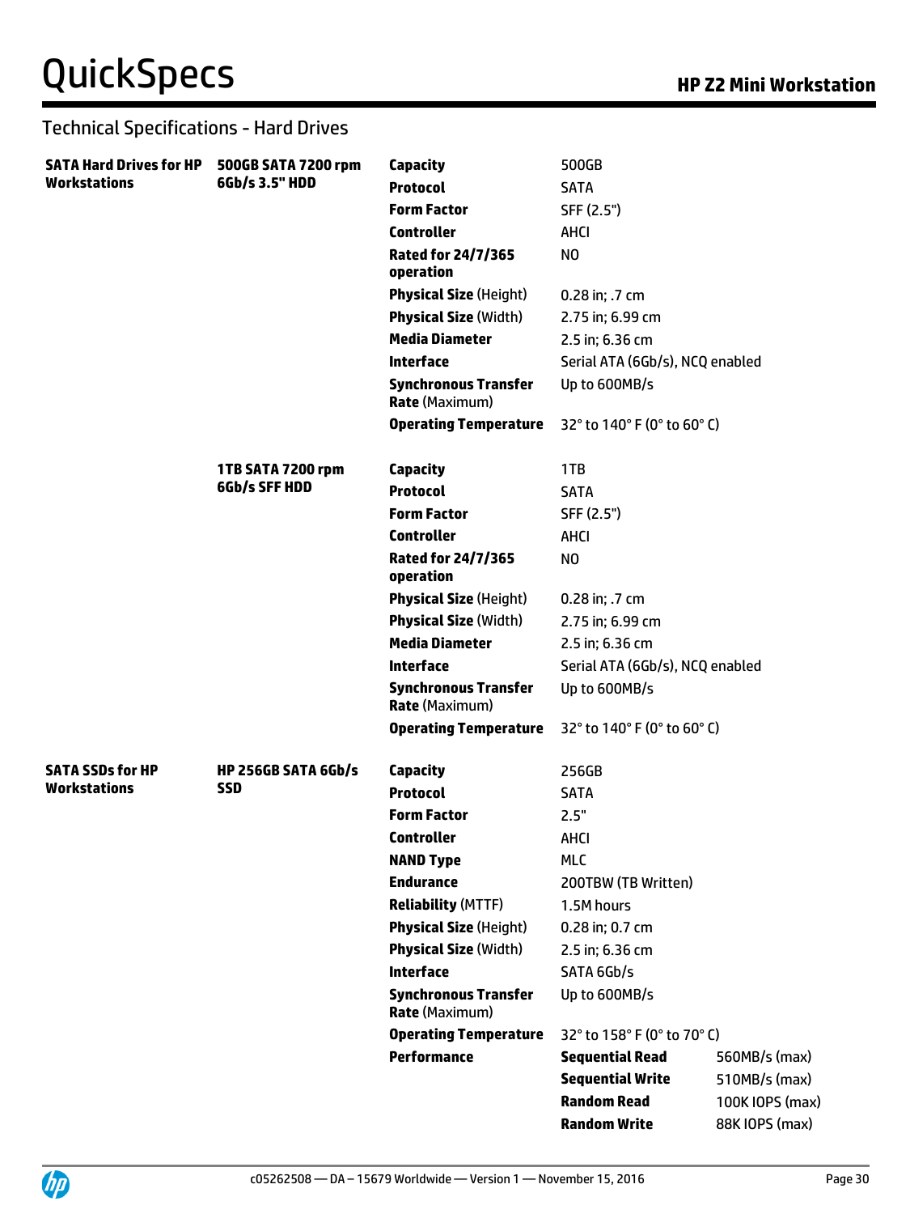## Technical Specifications - Hard Drives

| | | | | |
|---|---|---|---|---|
| **SATA Hard Drives for HP Workstations** | **500GB SATA 7200 rpm 6Gb/s 3.5" HDD** | **Capacity** | 500GB | |
| | | **Protocol** | SATA | |
| | | **Form Factor** | SFF (2.5") | |
| | | **Controller** | AHCI | |
| | | **Rated for 24/7/365 operation** | NO | |
| | | **Physical Size** (Height) | 0.28 in; .7 cm | |
| | | **Physical Size** (Width) | 2.75 in; 6.99 cm | |
| | | **Media Diameter** | 2.5 in; 6.36 cm | |
| | | **Interface** | Serial ATA (6Gb/s), NCQ enabled | |
| | | **Synchronous Transfer Rate** (Maximum) | Up to 600MB/s | |
| | | **Operating Temperature** | 32° to 140° F (0° to 60° C) | |
| | **1TB SATA 7200 rpm 6Gb/s SFF HDD** | **Capacity** | 1TB | |
| | | **Protocol** | SATA | |
| | | **Form Factor** | SFF (2.5") | |
| | | **Controller** | AHCI | |
| | | **Rated for 24/7/365 operation** | NO | |
| | | **Physical Size** (Height) | 0.28 in; .7 cm | |
| | | **Physical Size** (Width) | 2.75 in; 6.99 cm | |
| | | **Media Diameter** | 2.5 in; 6.36 cm | |
| | | **Interface** | Serial ATA (6Gb/s), NCQ enabled | |
| | | **Synchronous Transfer Rate** (Maximum) | Up to 600MB/s | |
| | | **Operating Temperature** | 32° to 140° F (0° to 60° C) | |
| **SATA SSDs for HP Workstations** | **HP 256GB SATA 6Gb/s SSD** | **Capacity** | 256GB | |
| | | **Protocol** | SATA | |
| | | **Form Factor** | 2.5" | |
| | | **Controller** | AHCI | |
| | | **NAND Type** | MLC | |
| | | **Endurance** | 200TBW (TB Written) | |
| | | **Reliability** (MTTF) | 1.5M hours | |
| | | **Physical Size** (Height) | 0.28 in; 0.7 cm | |
| | | **Physical Size** (Width) | 2.5 in; 6.36 cm | |
| | | **Interface** | SATA 6Gb/s | |
| | | **Synchronous Transfer Rate** (Maximum) | Up to 600MB/s | |
| | | **Operating Temperature** | 32° to 158° F (0° to 70° C) | |
| | | **Performance** | **Sequential Read** | 560MB/s (max) |
| | | | **Sequential Write** | 510MB/s (max) |
| | | | **Random Read** | 100K IOPS (max) |
| | | | **Random Write** | 88K IOPS (max) |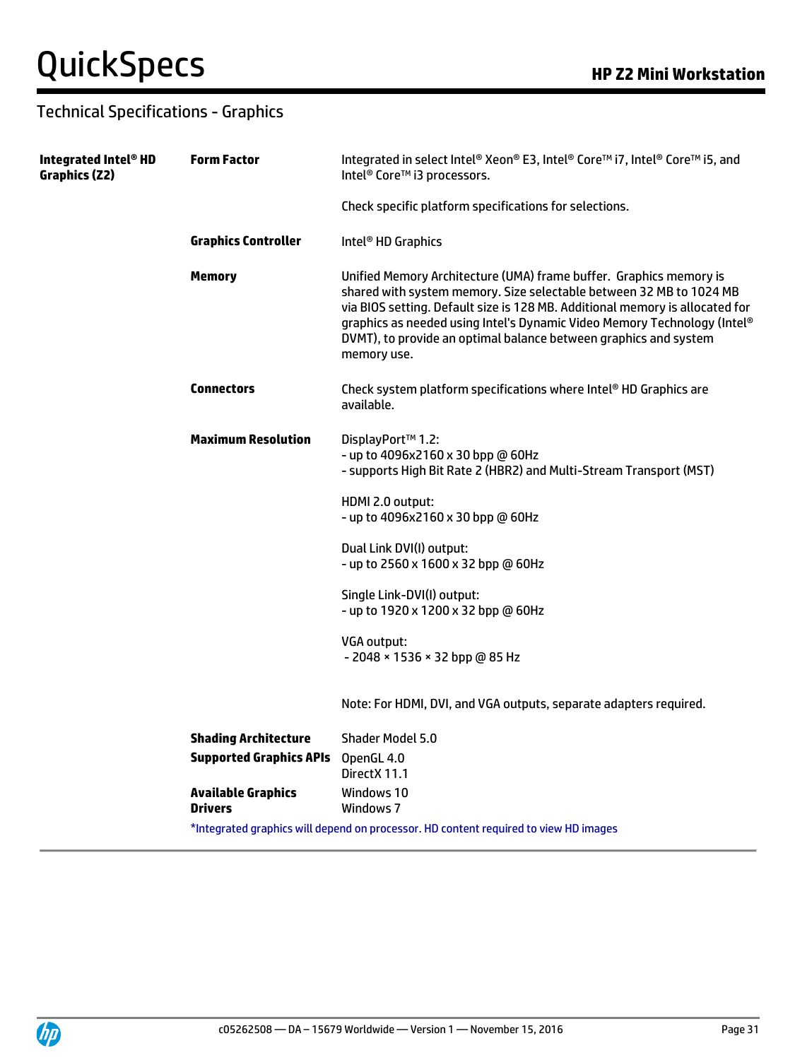## Technical Specifications - Graphics

| | | |
|---|---|---|
| **Integrated Intel® HD Graphics (Z2)** | **Form Factor** | Integrated in select Intel® Xeon® E3, Intel® Core™ i7, Intel® Core™ i5, and Intel® Core™ i3 processors.<br><br>Check specific platform specifications for selections. |
| | **Graphics Controller** | Intel® HD Graphics |
| | **Memory** | Unified Memory Architecture (UMA) frame buffer. Graphics memory is shared with system memory. Size selectable between 32 MB to 1024 MB via BIOS setting. Default size is 128 MB. Additional memory is allocated for graphics as needed using Intel's Dynamic Video Memory Technology (Intel® DVMT), to provide an optimal balance between graphics and system memory use. |
| | **Connectors** | Check system platform specifications where Intel® HD Graphics are available. |
| | **Maximum Resolution** | DisplayPort™ 1.2:<br>- up to 4096x2160 x 30 bpp @ 60Hz<br>- supports High Bit Rate 2 (HBR2) and Multi-Stream Transport (MST)<br><br>HDMI 2.0 output:<br>- up to 4096x2160 x 30 bpp @ 60Hz<br><br>Dual Link DVI(I) output:<br>- up to 2560 x 1600 x 32 bpp @ 60Hz<br><br>Single Link-DVI(I) output:<br>- up to 1920 x 1200 x 32 bpp @ 60Hz<br><br>VGA output:<br>- 2048 × 1536 × 32 bpp @ 85 Hz<br><br>Note: For HDMI, DVI, and VGA outputs, separate adapters required. |
| | **Shading Architecture** | Shader Model 5.0 |
| | **Supported Graphics APIs** | OpenGL 4.0<br>DirectX 11.1 |
| | **Available Graphics Drivers** | Windows 10<br>Windows 7 |

*Integrated graphics will depend on processor. HD content required to view HD images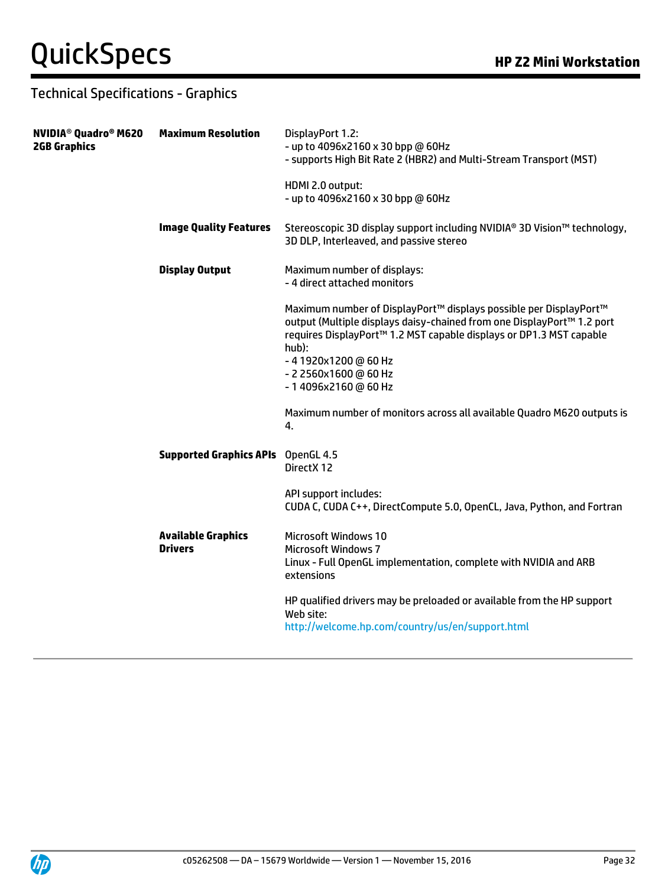## Technical Specifications - Graphics

| | | |
|---|---|---|
| **NVIDIA® Quadro® M620 2GB Graphics** | **Maximum Resolution** | DisplayPort 1.2:<br>- up to 4096x2160 x 30 bpp @ 60Hz<br>- supports High Bit Rate 2 (HBR2) and Multi-Stream Transport (MST)<br><br>HDMI 2.0 output:<br>- up to 4096x2160 x 30 bpp @ 60Hz |
| | **Image Quality Features** | Stereoscopic 3D display support including NVIDIA® 3D Vision™ technology, 3D DLP, Interleaved, and passive stereo |
| | **Display Output** | Maximum number of displays:<br>- 4 direct attached monitors<br><br>Maximum number of DisplayPort™ displays possible per DisplayPort™ output (Multiple displays daisy-chained from one DisplayPort™ 1.2 port requires DisplayPort™ 1.2 MST capable displays or DP1.3 MST capable hub):<br>- 4 1920x1200 @ 60 Hz<br>- 2 2560x1600 @ 60 Hz<br>- 1 4096x2160 @ 60 Hz<br><br>Maximum number of monitors across all available Quadro M620 outputs is 4. |
| | **Supported Graphics APIs** | OpenGL 4.5<br>DirectX 12<br><br>API support includes:<br>CUDA C, CUDA C++, DirectCompute 5.0, OpenCL, Java, Python, and Fortran |
| | **Available Graphics Drivers** | Microsoft Windows 10<br>Microsoft Windows 7<br>Linux - Full OpenGL implementation, complete with NVIDIA and ARB extensions<br><br>HP qualified drivers may be preloaded or available from the HP support Web site:<br>http://welcome.hp.com/country/us/en/support.html |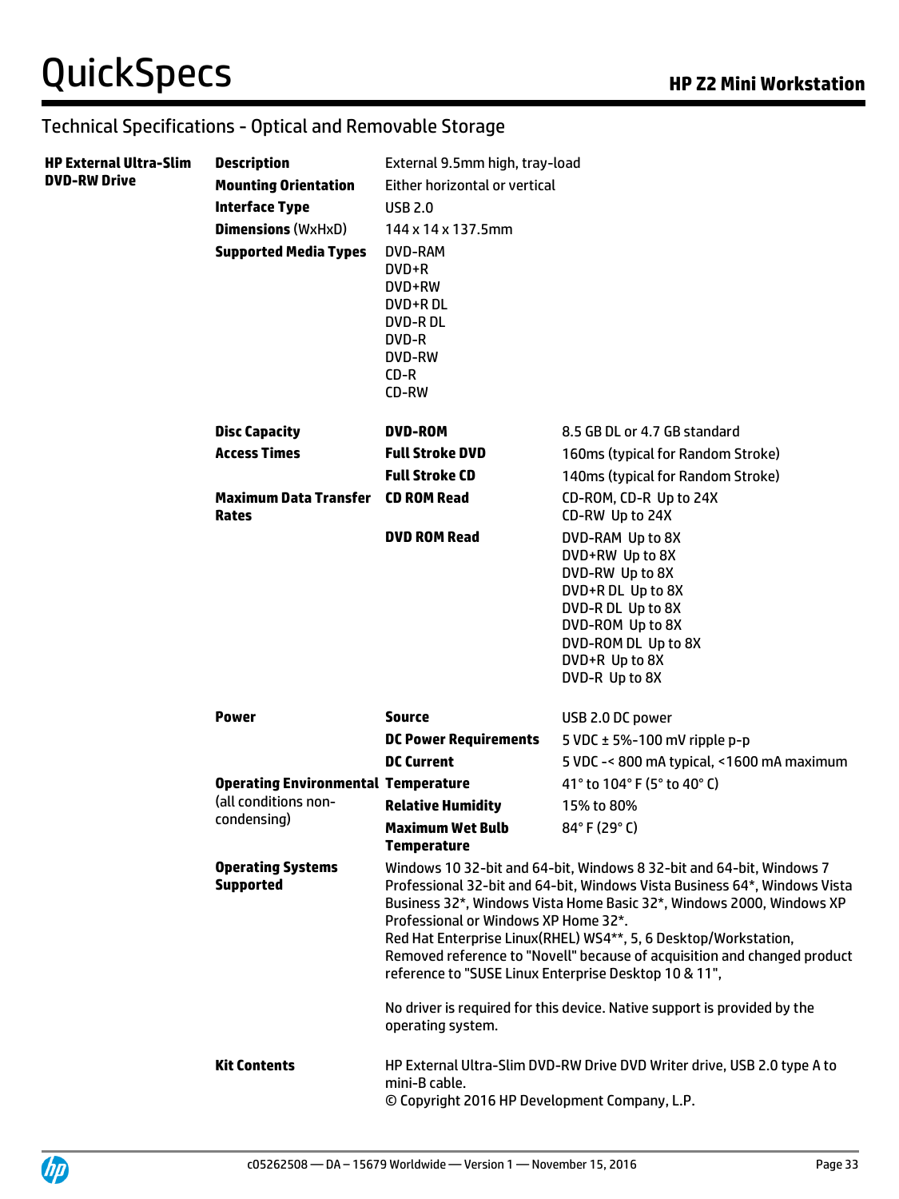## Technical Specifications - Optical and Removable Storage

| HP External Ultra-Slim DVD-RW Drive | | | |
|---|---|---|---|
| | **Description** | External 9.5mm high, tray-load | |
| | **Mounting Orientation** | Either horizontal or vertical | |
| | **Interface Type** | USB 2.0 | |
| | **Dimensions** (WxHxD) | 144 x 14 x 137.5mm | |
| | **Supported Media Types** | DVD-RAM<br>DVD+R<br>DVD+RW<br>DVD+R DL<br>DVD-R DL<br>DVD-R<br>DVD-RW<br>CD-R<br>CD-RW | |
| | **Disc Capacity** | **DVD-ROM** | 8.5 GB DL or 4.7 GB standard |
| | **Access Times** | **Full Stroke DVD** | 160ms (typical for Random Stroke) |
| | | **Full Stroke CD** | 140ms (typical for Random Stroke) |
| | **Maximum Data Transfer Rates** | **CD ROM Read** | CD-ROM, CD-R Up to 24X<br>CD-RW Up to 24X |
| | | **DVD ROM Read** | DVD-RAM Up to 8X<br>DVD+RW Up to 8X<br>DVD-RW Up to 8X<br>DVD+R DL Up to 8X<br>DVD-R DL Up to 8X<br>DVD-ROM Up to 8X<br>DVD-ROM DL Up to 8X<br>DVD+R Up to 8X<br>DVD-R Up to 8X |
| | **Power** | **Source** | USB 2.0 DC power |
| | | **DC Power Requirements** | 5 VDC ± 5%-100 mV ripple p-p |
| | | **DC Current** | 5 VDC -< 800 mA typical, <1600 mA maximum |
| | **Operating Environmental** (all conditions non-condensing) | **Temperature** | 41° to 104° F (5° to 40° C) |
| | | **Relative Humidity** | 15% to 80% |
| | | **Maximum Wet Bulb Temperature** | 84° F (29° C) |
| | **Operating Systems Supported** | Windows 10 32-bit and 64-bit, Windows 8 32-bit and 64-bit, Windows 7 Professional 32-bit and 64-bit, Windows Vista Business 64*, Windows Vista Business 32*, Windows Vista Home Basic 32*, Windows 2000, Windows XP Professional or Windows XP Home 32*.<br>Red Hat Enterprise Linux(RHEL) WS4**, 5, 6 Desktop/Workstation, Removed reference to "Novell" because of acquisition and changed product reference to "SUSE Linux Enterprise Desktop 10 & 11",<br><br>No driver is required for this device. Native support is provided by the operating system. | |
| | **Kit Contents** | HP External Ultra-Slim DVD-RW Drive DVD Writer drive, USB 2.0 type A to mini-B cable.<br>© Copyright 2016 HP Development Company, L.P. | |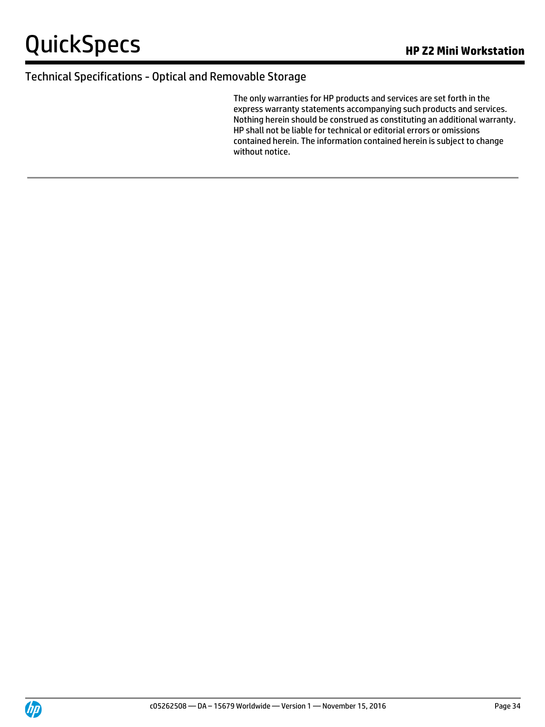## Technical Specifications - Optical and Removable Storage

The only warranties for HP products and services are set forth in the express warranty statements accompanying such products and services. Nothing herein should be construed as constituting an additional warranty. HP shall not be liable for technical or editorial errors or omissions contained herein. The information contained herein is subject to change without notice.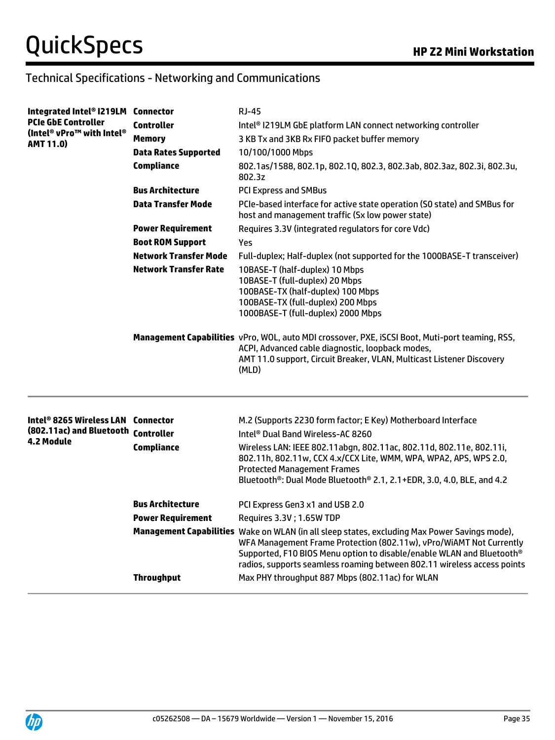## Technical Specifications - Networking and Communications

| | | |
|---|---|---|
| **Integrated Intel® I219LM PCIe GbE Controller (Intel® vPro™ with Intel® AMT 11.0)** | **Connector** | RJ-45 |
| | **Controller** | Intel® I219LM GbE platform LAN connect networking controller |
| | **Memory** | 3 KB Tx and 3KB Rx FIFO packet buffer memory |
| | **Data Rates Supported** | 10/100/1000 Mbps |
| | **Compliance** | 802.1as/1588, 802.1p, 802.1Q, 802.3, 802.3ab, 802.3az, 802.3i, 802.3u, 802.3z |
| | **Bus Architecture** | PCI Express and SMBus |
| | **Data Transfer Mode** | PCIe-based interface for active state operation (S0 state) and SMBus for host and management traffic (Sx low power state) |
| | **Power Requirement** | Requires 3.3V (integrated regulators for core Vdc) |
| | **Boot ROM Support** | Yes |
| | **Network Transfer Mode** | Full-duplex; Half-duplex (not supported for the 1000BASE-T transceiver) |
| | **Network Transfer Rate** | 10BASE-T (half-duplex) 10 Mbps<br>10BASE-T (full-duplex) 20 Mbps<br>100BASE-TX (half-duplex) 100 Mbps<br>100BASE-TX (full-duplex) 200 Mbps<br>1000BASE-T (full-duplex) 2000 Mbps |
| | **Management Capabilities** | vPro, WOL, auto MDI crossover, PXE, iSCSI Boot, Muti-port teaming, RSS, ACPI, Advanced cable diagnostic, loopback modes,<br>AMT 11.0 support, Circuit Breaker, VLAN, Multicast Listener Discovery (MLD) |

| | | |
|---|---|---|
| **Intel® 8265 Wireless LAN (802.11ac) and Bluetooth 4.2 Module** | **Connector** | M.2 (Supports 2230 form factor; E Key) Motherboard Interface |
| | **Controller** | Intel® Dual Band Wireless-AC 8260 |
| | **Compliance** | Wireless LAN: IEEE 802.11abgn, 802.11ac, 802.11d, 802.11e, 802.11i, 802.11h, 802.11w, CCX 4.x/CCX Lite, WMM, WPA, WPA2, APS, WPS 2.0, Protected Management Frames<br>Bluetooth®: Dual Mode Bluetooth® 2.1, 2.1+EDR, 3.0, 4.0, BLE, and 4.2 |
| | **Bus Architecture** | PCI Express Gen3 x1 and USB 2.0 |
| | **Power Requirement** | Requires 3.3V ; 1.65W TDP |
| | **Management Capabilities** | Wake on WLAN (in all sleep states, excluding Max Power Savings mode), WFA Management Frame Protection (802.11w), vPro/WiAMT Not Currently Supported, F10 BIOS Menu option to disable/enable WLAN and Bluetooth® radios, supports seamless roaming between 802.11 wireless access points |
| | **Throughput** | Max PHY throughput 887 Mbps (802.11ac) for WLAN |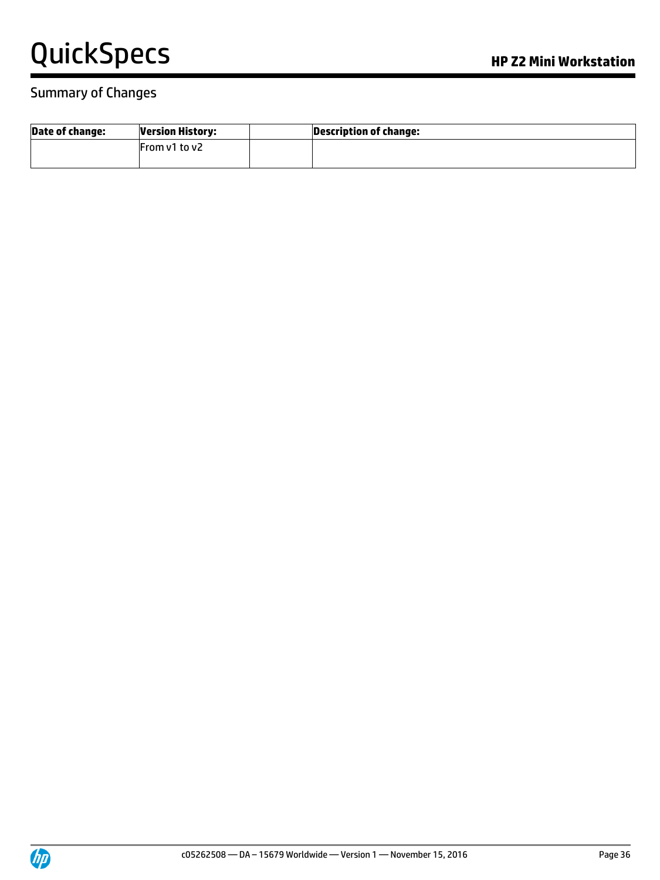## Summary of Changes

| Date of change: | Version History: | | Description of change: |
|---|---|---|---|
| | From v1 to v2 | | |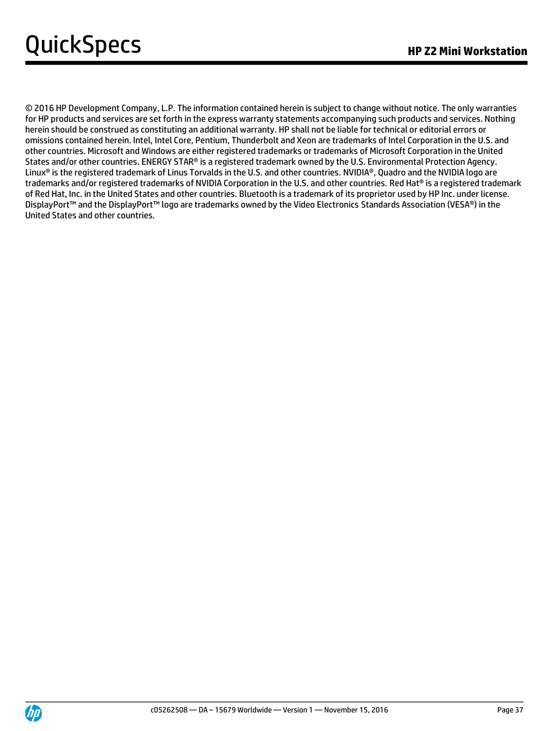© 2016 HP Development Company, L.P. The information contained herein is subject to change without notice. The only warranties for HP products and services are set forth in the express warranty statements accompanying such products and services. Nothing herein should be construed as constituting an additional warranty. HP shall not be liable for technical or editorial errors or omissions contained herein. Intel, Intel Core, Pentium, Thunderbolt and Xeon are trademarks of Intel Corporation in the U.S. and other countries. Microsoft and Windows are either registered trademarks or trademarks of Microsoft Corporation in the United States and/or other countries. ENERGY STAR® is a registered trademark owned by the U.S. Environmental Protection Agency. Linux® is the registered trademark of Linus Torvalds in the U.S. and other countries. NVIDIA®, Quadro and the NVIDIA logo are trademarks and/or registered trademarks of NVIDIA Corporation in the U.S. and other countries. Red Hat® is a registered trademark of Red Hat, Inc. in the United States and other countries. Bluetooth is a trademark of its proprietor used by HP Inc. under license. DisplayPort™ and the DisplayPort™ logo are trademarks owned by the Video Electronics Standards Association (VESA®) in the United States and other countries.